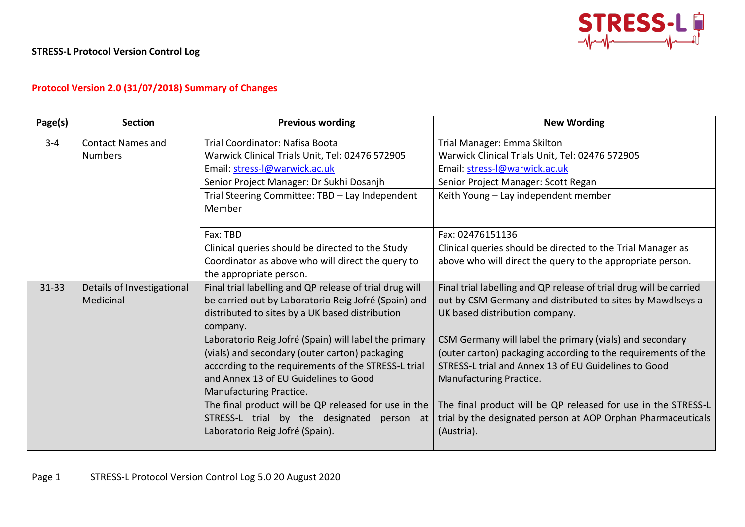**STRESS-L Protocol Version Control Log**

**Protocol Version 2.0 (31/07/2018) Summary of Changes**

| Page(s) | Section | Previous wording | New Wording |
|---|---|---|---|
| 3-4 | Contact Names and Numbers | Trial Coordinator: Nafisa Boota<br>Warwick Clinical Trials Unit, Tel: 02476 572905<br>Email: stress-l@warwick.ac.uk | Trial Manager: Emma Skilton<br>Warwick Clinical Trials Unit, Tel: 02476 572905<br>Email: stress-l@warwick.ac.uk |
| | | Senior Project Manager: Dr Sukhi Dosanjh | Senior Project Manager: Scott Regan |
| | | Trial Steering Committee: TBD – Lay Independent Member | Keith Young – Lay independent member |
| | | Fax: TBD | Fax: 02476151136 |
| | | Clinical queries should be directed to the Study Coordinator as above who will direct the query to the appropriate person. | Clinical queries should be directed to the Trial Manager as above who will direct the query to the appropriate person. |
| 31-33 | Details of Investigational Medicinal | Final trial labelling and QP release of trial drug will be carried out by Laboratorio Reig Jofré (Spain) and distributed to sites by a UK based distribution company. | Final trial labelling and QP release of trial drug will be carried out by CSM Germany and distributed to sites by Mawdlseys a UK based distribution company. |
| | | Laboratorio Reig Jofré (Spain) will label the primary (vials) and secondary (outer carton) packaging according to the requirements of the STRESS-L trial and Annex 13 of EU Guidelines to Good Manufacturing Practice. | CSM Germany will label the primary (vials) and secondary (outer carton) packaging according to the requirements of the STRESS-L trial and Annex 13 of EU Guidelines to Good Manufacturing Practice. |
| | | The final product will be QP released for use in the STRESS-L trial by the designated person at Laboratorio Reig Jofré (Spain). | The final product will be QP released for use in the STRESS-L trial by the designated person at AOP Orphan Pharmaceuticals (Austria). |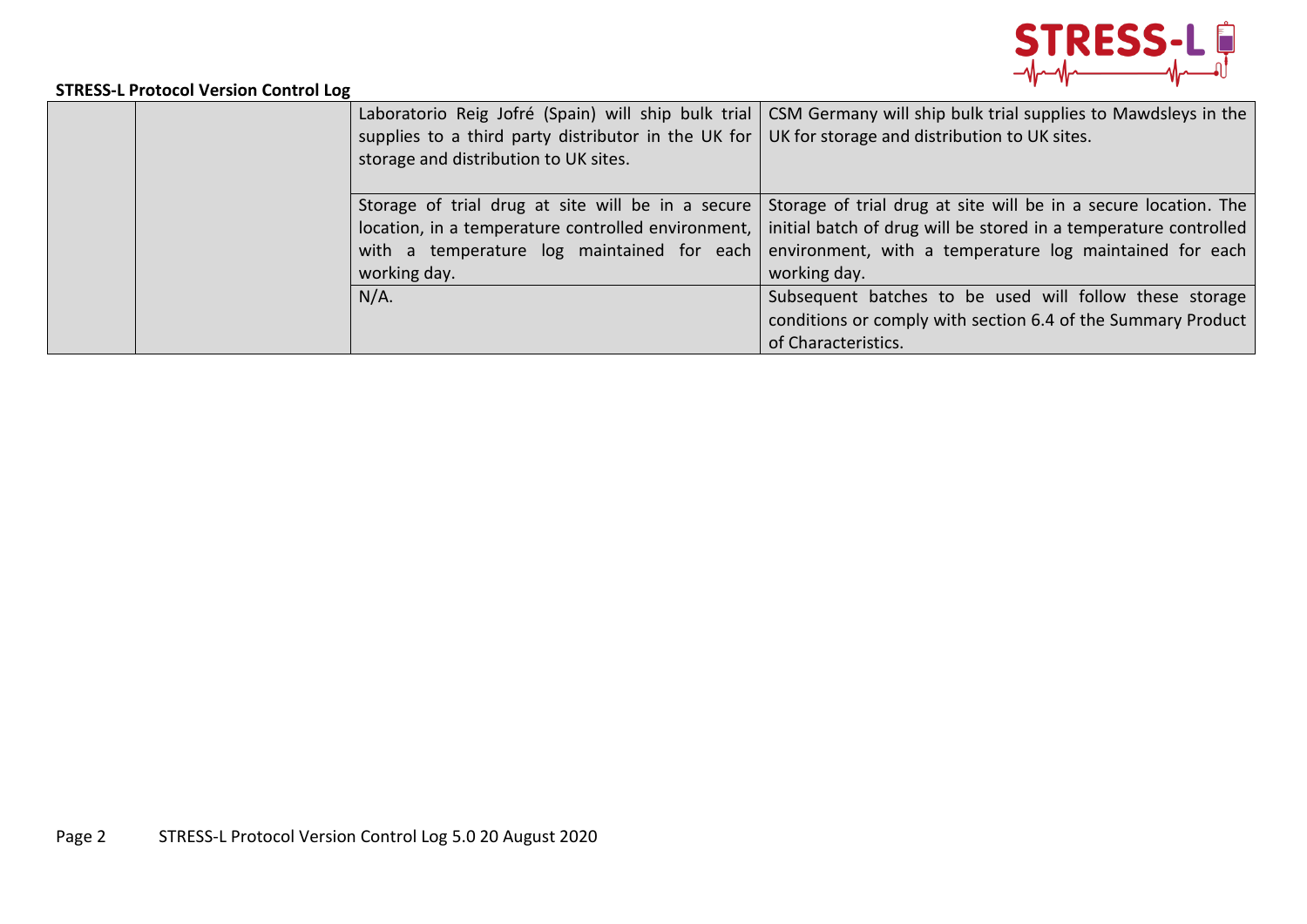**STRESS-L Protocol Version Control Log**

| | | | |
|---|---|---|---|
| | | Laboratorio Reig Jofré (Spain) will ship bulk trial supplies to a third party distributor in the UK for storage and distribution to UK sites. | CSM Germany will ship bulk trial supplies to Mawdsleys in the UK for storage and distribution to UK sites. |
| | | Storage of trial drug at site will be in a secure location, in a temperature controlled environment, with a temperature log maintained for each working day. | Storage of trial drug at site will be in a secure location. The initial batch of drug will be stored in a temperature controlled environment, with a temperature log maintained for each working day. |
| | | N/A. | Subsequent batches to be used will follow these storage conditions or comply with section 6.4 of the Summary Product of Characteristics. |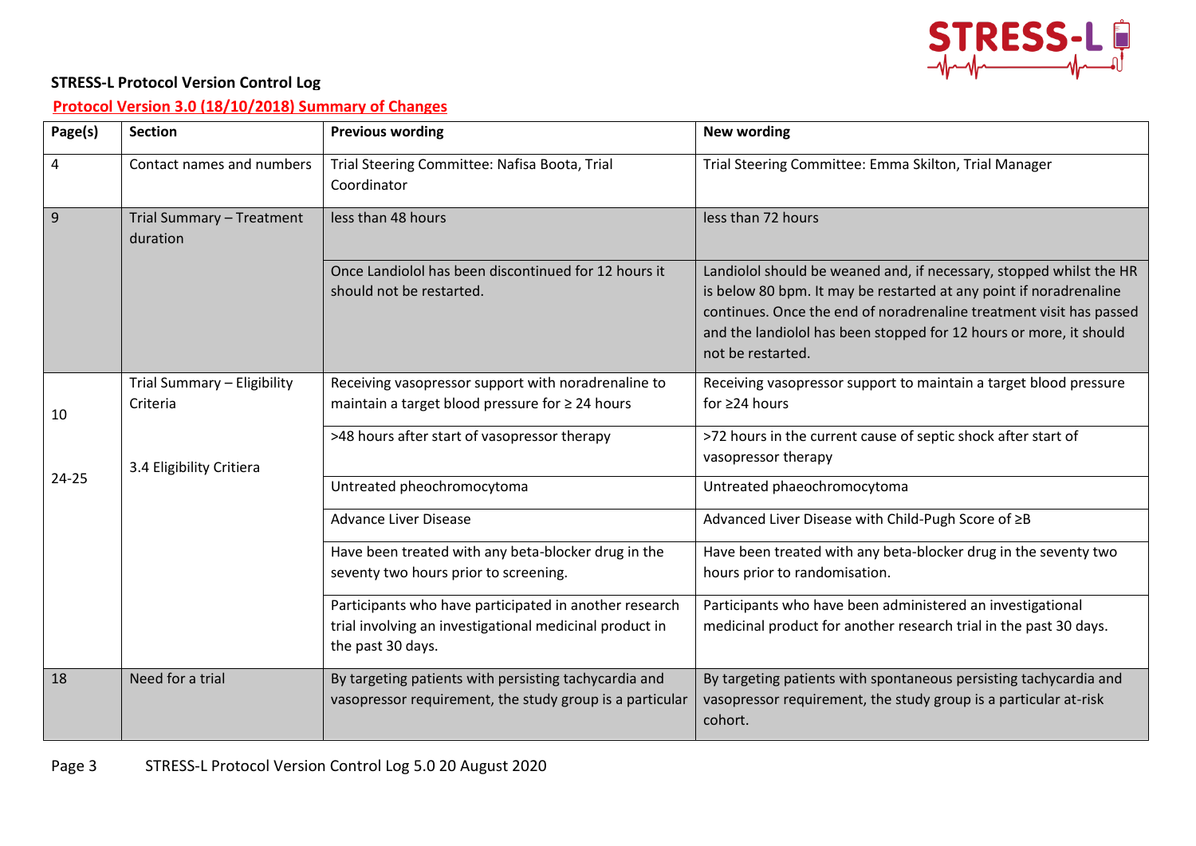**STRESS-L Protocol Version Control Log**

**Protocol Version 3.0 (18/10/2018) Summary of Changes**

| Page(s) | Section | Previous wording | New wording |
|---|---|---|---|
| 4 | Contact names and numbers | Trial Steering Committee: Nafisa Boota, Trial Coordinator | Trial Steering Committee: Emma Skilton, Trial Manager |
| 9 | Trial Summary – Treatment duration | less than 48 hours | less than 72 hours |
| | | Once Landiolol has been discontinued for 12 hours it should not be restarted. | Landiolol should be weaned and, if necessary, stopped whilst the HR is below 80 bpm. It may be restarted at any point if noradrenaline continues. Once the end of noradrenaline treatment visit has passed and the landiolol has been stopped for 12 hours or more, it should not be restarted. |
| 10 | Trial Summary – Eligibility Criteria | Receiving vasopressor support with noradrenaline to maintain a target blood pressure for ≥ 24 hours | Receiving vasopressor support to maintain a target blood pressure for ≥24 hours |
| 24-25 | 3.4 Eligibility Critiera | >48 hours after start of vasopressor therapy | >72 hours in the current cause of septic shock after start of vasopressor therapy |
| | | Untreated pheochromocytoma | Untreated phaeochromocytoma |
| | | Advance Liver Disease | Advanced Liver Disease with Child-Pugh Score of ≥B |
| | | Have been treated with any beta-blocker drug in the seventy two hours prior to screening. | Have been treated with any beta-blocker drug in the seventy two hours prior to randomisation. |
| | | Participants who have participated in another research trial involving an investigational medicinal product in the past 30 days. | Participants who have been administered an investigational medicinal product for another research trial in the past 30 days. |
| 18 | Need for a trial | By targeting patients with persisting tachycardia and vasopressor requirement, the study group is a particular | By targeting patients with spontaneous persisting tachycardia and vasopressor requirement, the study group is a particular at-risk cohort. |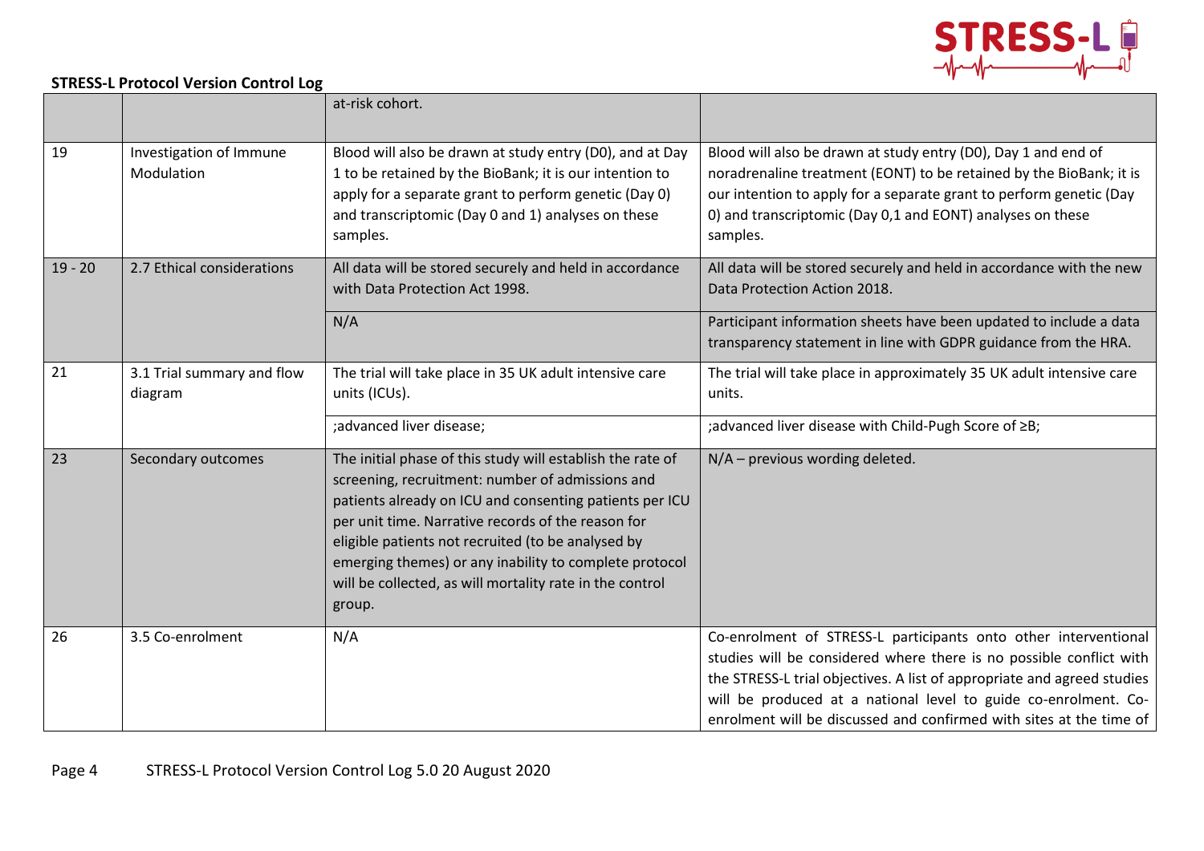**STRESS-L Protocol Version Control Log**

| | | | |
|---|---|---|---|
| | | at-risk cohort. | |
| 19 | Investigation of Immune Modulation | Blood will also be drawn at study entry (D0), and at Day 1 to be retained by the BioBank; it is our intention to apply for a separate grant to perform genetic (Day 0) and transcriptomic (Day 0 and 1) analyses on these samples. | Blood will also be drawn at study entry (D0), Day 1 and end of noradrenaline treatment (EONT) to be retained by the BioBank; it is our intention to apply for a separate grant to perform genetic (Day 0) and transcriptomic (Day 0,1 and EONT) analyses on these samples. |
| 19 - 20 | 2.7 Ethical considerations | All data will be stored securely and held in accordance with Data Protection Act 1998. | All data will be stored securely and held in accordance with the new Data Protection Action 2018. |
| | | N/A | Participant information sheets have been updated to include a data transparency statement in line with GDPR guidance from the HRA. |
| 21 | 3.1 Trial summary and flow diagram | The trial will take place in 35 UK adult intensive care units (ICUs). | The trial will take place in approximately 35 UK adult intensive care units. |
| | | ;advanced liver disease; | ;advanced liver disease with Child-Pugh Score of ≥B; |
| 23 | Secondary outcomes | The initial phase of this study will establish the rate of screening, recruitment: number of admissions and patients already on ICU and consenting patients per ICU per unit time. Narrative records of the reason for eligible patients not recruited (to be analysed by emerging themes) or any inability to complete protocol will be collected, as will mortality rate in the control group. | N/A – previous wording deleted. |
| 26 | 3.5 Co-enrolment | N/A | Co-enrolment of STRESS-L participants onto other interventional studies will be considered where there is no possible conflict with the STRESS-L trial objectives. A list of appropriate and agreed studies will be produced at a national level to guide co-enrolment. Co-enrolment will be discussed and confirmed with sites at the time of |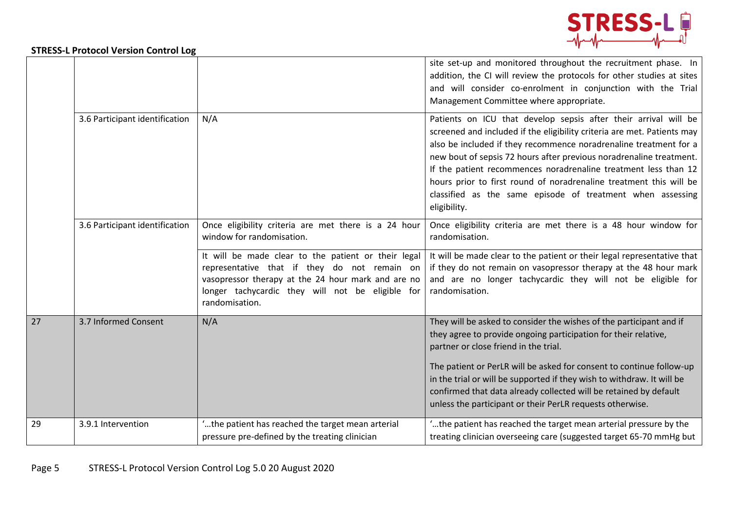**STRESS-L Protocol Version Control Log**

| | | | |
|---|---|---|---|
| | | | site set-up and monitored throughout the recruitment phase. In addition, the CI will review the protocols for other studies at sites and will consider co-enrolment in conjunction with the Trial Management Committee where appropriate. |
| | 3.6 Participant identification | N/A | Patients on ICU that develop sepsis after their arrival will be screened and included if the eligibility criteria are met. Patients may also be included if they recommence noradrenaline treatment for a new bout of sepsis 72 hours after previous noradrenaline treatment. If the patient recommences noradrenaline treatment less than 12 hours prior to first round of noradrenaline treatment this will be classified as the same episode of treatment when assessing eligibility. |
| | 3.6 Participant identification | Once eligibility criteria are met there is a 24 hour window for randomisation. | Once eligibility criteria are met there is a 48 hour window for randomisation. |
| | | It will be made clear to the patient or their legal representative that if they do not remain on vasopressor therapy at the 24 hour mark and are no longer tachycardic they will not be eligible for randomisation. | It will be made clear to the patient or their legal representative that if they do not remain on vasopressor therapy at the 48 hour mark and are no longer tachycardic they will not be eligible for randomisation. |
| 27 | 3.7 Informed Consent | N/A | They will be asked to consider the wishes of the participant and if they agree to provide ongoing participation for their relative, partner or close friend in the trial. <br><br> The patient or PerLR will be asked for consent to continue follow-up in the trial or will be supported if they wish to withdraw. It will be confirmed that data already collected will be retained by default unless the participant or their PerLR requests otherwise. |
| 29 | 3.9.1 Intervention | '…the patient has reached the target mean arterial pressure pre-defined by the treating clinician | '…the patient has reached the target mean arterial pressure by the treating clinician overseeing care (suggested target 65-70 mmHg but |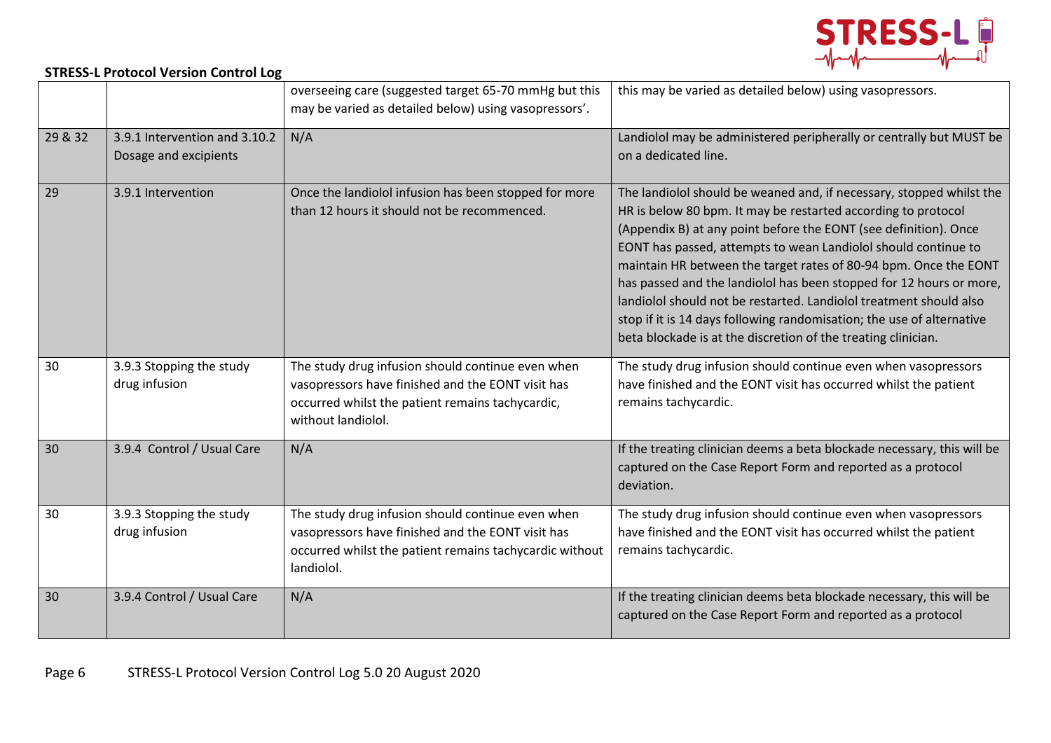**STRESS-L Protocol Version Control Log**

| | | | |
|---|---|---|---|
| | | overseeing care (suggested target 65-70 mmHg but this may be varied as detailed below) using vasopressors'. | this may be varied as detailed below) using vasopressors. |
| 29 & 32 | 3.9.1 Intervention and 3.10.2 Dosage and excipients | N/A | Landiolol may be administered peripherally or centrally but MUST be on a dedicated line. |
| 29 | 3.9.1 Intervention | Once the landiolol infusion has been stopped for more than 12 hours it should not be recommenced. | The landiolol should be weaned and, if necessary, stopped whilst the HR is below 80 bpm. It may be restarted according to protocol (Appendix B) at any point before the EONT (see definition). Once EONT has passed, attempts to wean Landiolol should continue to maintain HR between the target rates of 80-94 bpm. Once the EONT has passed and the landiolol has been stopped for 12 hours or more, landiolol should not be restarted. Landiolol treatment should also stop if it is 14 days following randomisation; the use of alternative beta blockade is at the discretion of the treating clinician. |
| 30 | 3.9.3 Stopping the study drug infusion | The study drug infusion should continue even when vasopressors have finished and the EONT visit has occurred whilst the patient remains tachycardic, without landiolol. | The study drug infusion should continue even when vasopressors have finished and the EONT visit has occurred whilst the patient remains tachycardic. |
| 30 | 3.9.4 Control / Usual Care | N/A | If the treating clinician deems a beta blockade necessary, this will be captured on the Case Report Form and reported as a protocol deviation. |
| 30 | 3.9.3 Stopping the study drug infusion | The study drug infusion should continue even when vasopressors have finished and the EONT visit has occurred whilst the patient remains tachycardic without landiolol. | The study drug infusion should continue even when vasopressors have finished and the EONT visit has occurred whilst the patient remains tachycardic. |
| 30 | 3.9.4 Control / Usual Care | N/A | If the treating clinician deems beta blockade necessary, this will be captured on the Case Report Form and reported as a protocol |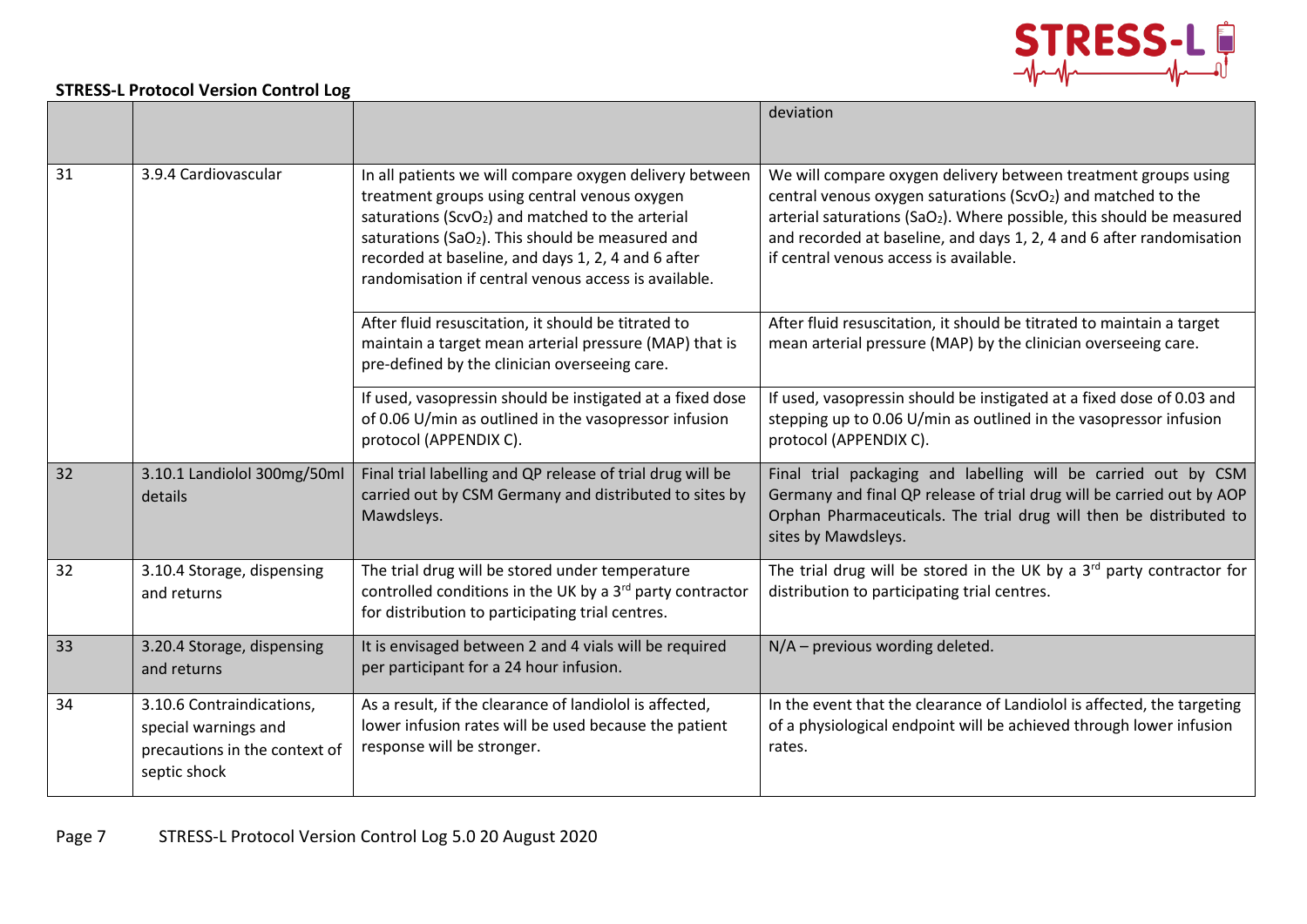**STRESS-L Protocol Version Control Log**

| | | | |
|---|---|---|---|
| | | | deviation |
| 31 | 3.9.4 Cardiovascular | In all patients we will compare oxygen delivery between treatment groups using central venous oxygen saturations ($ScvO_2$) and matched to the arterial saturations ($SaO_2$). This should be measured and recorded at baseline, and days 1, 2, 4 and 6 after randomisation if central venous access is available. | We will compare oxygen delivery between treatment groups using central venous oxygen saturations ($ScvO_2$) and matched to the arterial saturations ($SaO_2$). Where possible, this should be measured and recorded at baseline, and days 1, 2, 4 and 6 after randomisation if central venous access is available. |
| | | After fluid resuscitation, it should be titrated to maintain a target mean arterial pressure (MAP) that is pre-defined by the clinician overseeing care. | After fluid resuscitation, it should be titrated to maintain a target mean arterial pressure (MAP) by the clinician overseeing care. |
| | | If used, vasopressin should be instigated at a fixed dose of 0.06 U/min as outlined in the vasopressor infusion protocol (APPENDIX C). | If used, vasopressin should be instigated at a fixed dose of 0.03 and stepping up to 0.06 U/min as outlined in the vasopressor infusion protocol (APPENDIX C). |
| 32 | 3.10.1 Landiolol 300mg/50ml details | Final trial labelling and QP release of trial drug will be carried out by CSM Germany and distributed to sites by Mawdsleys. | Final trial packaging and labelling will be carried out by CSM Germany and final QP release of trial drug will be carried out by AOP Orphan Pharmaceuticals. The trial drug will then be distributed to sites by Mawdsleys. |
| 32 | 3.10.4 Storage, dispensing and returns | The trial drug will be stored under temperature controlled conditions in the UK by a 3rd party contractor for distribution to participating trial centres. | The trial drug will be stored in the UK by a 3rd party contractor for distribution to participating trial centres. |
| 33 | 3.20.4 Storage, dispensing and returns | It is envisaged between 2 and 4 vials will be required per participant for a 24 hour infusion. | N/A – previous wording deleted. |
| 34 | 3.10.6 Contraindications, special warnings and precautions in the context of septic shock | As a result, if the clearance of landiolol is affected, lower infusion rates will be used because the patient response will be stronger. | In the event that the clearance of Landiolol is affected, the targeting of a physiological endpoint will be achieved through lower infusion rates. |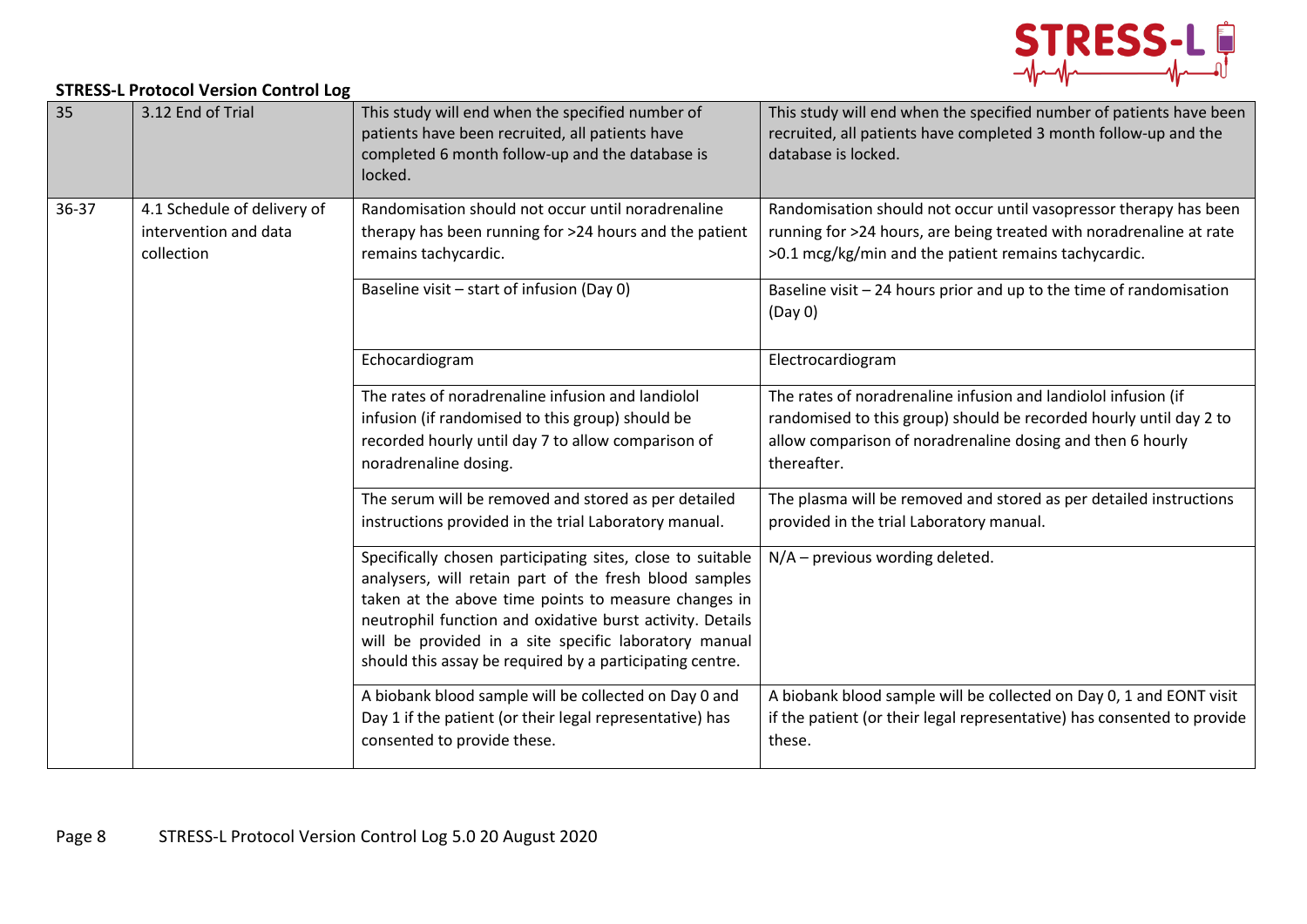**STRESS-L Protocol Version Control Log**

| | | | |
|---|---|---|---|
| 35 | 3.12 End of Trial | This study will end when the specified number of patients have been recruited, all patients have completed 6 month follow-up and the database is locked. | This study will end when the specified number of patients have been recruited, all patients have completed 3 month follow-up and the database is locked. |
| 36-37 | 4.1 Schedule of delivery of intervention and data collection | Randomisation should not occur until noradrenaline therapy has been running for >24 hours and the patient remains tachycardic. | Randomisation should not occur until vasopressor therapy has been running for >24 hours, are being treated with noradrenaline at rate >0.1 mcg/kg/min and the patient remains tachycardic. |
| | | Baseline visit – start of infusion (Day 0) | Baseline visit – 24 hours prior and up to the time of randomisation (Day 0) |
| | | Echocardiogram | Electrocardiogram |
| | | The rates of noradrenaline infusion and landiolol infusion (if randomised to this group) should be recorded hourly until day 7 to allow comparison of noradrenaline dosing. | The rates of noradrenaline infusion and landiolol infusion (if randomised to this group) should be recorded hourly until day 2 to allow comparison of noradrenaline dosing and then 6 hourly thereafter. |
| | | The serum will be removed and stored as per detailed instructions provided in the trial Laboratory manual. | The plasma will be removed and stored as per detailed instructions provided in the trial Laboratory manual. |
| | | Specifically chosen participating sites, close to suitable analysers, will retain part of the fresh blood samples taken at the above time points to measure changes in neutrophil function and oxidative burst activity. Details will be provided in a site specific laboratory manual should this assay be required by a participating centre. | N/A – previous wording deleted. |
| | | A biobank blood sample will be collected on Day 0 and Day 1 if the patient (or their legal representative) has consented to provide these. | A biobank blood sample will be collected on Day 0, 1 and EONT visit if the patient (or their legal representative) has consented to provide these. |

Page 8 STRESS-L Protocol Version Control Log 5.0 20 August 2020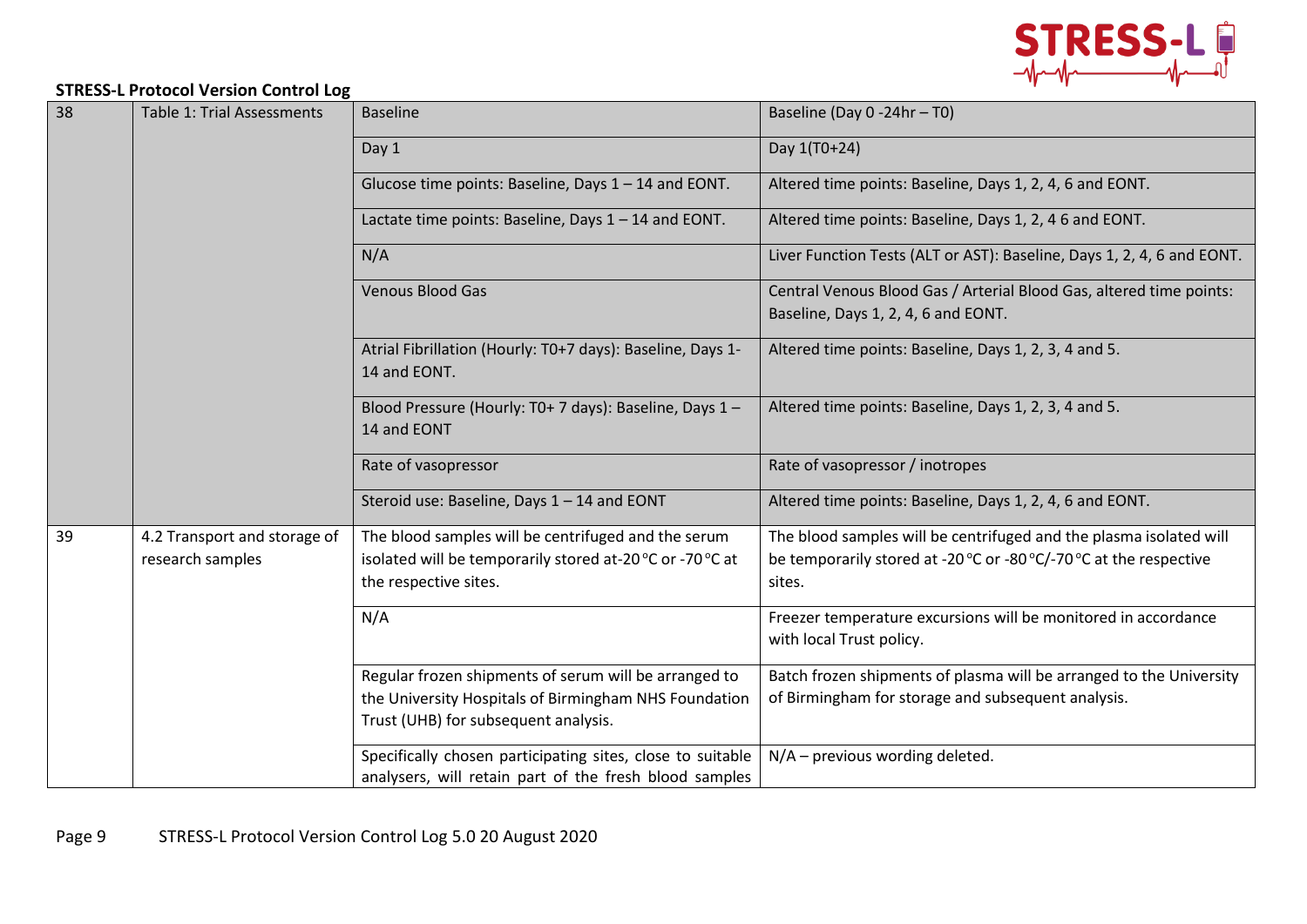**STRESS-L Protocol Version Control Log**

| | | | |
|---|---|---|---|
| 38 | Table 1: Trial Assessments | Baseline | Baseline (Day 0 -24hr – T0) |
| | | Day 1 | Day 1(T0+24) |
| | | Glucose time points: Baseline, Days 1 – 14 and EONT. | Altered time points: Baseline, Days 1, 2, 4, 6 and EONT. |
| | | Lactate time points: Baseline, Days 1 – 14 and EONT. | Altered time points: Baseline, Days 1, 2, 4 6 and EONT. |
| | | N/A | Liver Function Tests (ALT or AST): Baseline, Days 1, 2, 4, 6 and EONT. |
| | | Venous Blood Gas | Central Venous Blood Gas / Arterial Blood Gas, altered time points: Baseline, Days 1, 2, 4, 6 and EONT. |
| | | Atrial Fibrillation (Hourly: T0+7 days): Baseline, Days 1-14 and EONT. | Altered time points: Baseline, Days 1, 2, 3, 4 and 5. |
| | | Blood Pressure (Hourly: T0+ 7 days): Baseline, Days 1 – 14 and EONT | Altered time points: Baseline, Days 1, 2, 3, 4 and 5. |
| | | Rate of vasopressor | Rate of vasopressor / inotropes |
| | | Steroid use: Baseline, Days 1 – 14 and EONT | Altered time points: Baseline, Days 1, 2, 4, 6 and EONT. |
| 39 | 4.2 Transport and storage of research samples | The blood samples will be centrifuged and the serum isolated will be temporarily stored at-20 °C or -70 °C at the respective sites. | The blood samples will be centrifuged and the plasma isolated will be temporarily stored at -20 °C or -80 °C/-70 °C at the respective sites. |
| | | N/A | Freezer temperature excursions will be monitored in accordance with local Trust policy. |
| | | Regular frozen shipments of serum will be arranged to the University Hospitals of Birmingham NHS Foundation Trust (UHB) for subsequent analysis. | Batch frozen shipments of plasma will be arranged to the University of Birmingham for storage and subsequent analysis. |
| | | Specifically chosen participating sites, close to suitable analysers, will retain part of the fresh blood samples | N/A – previous wording deleted. |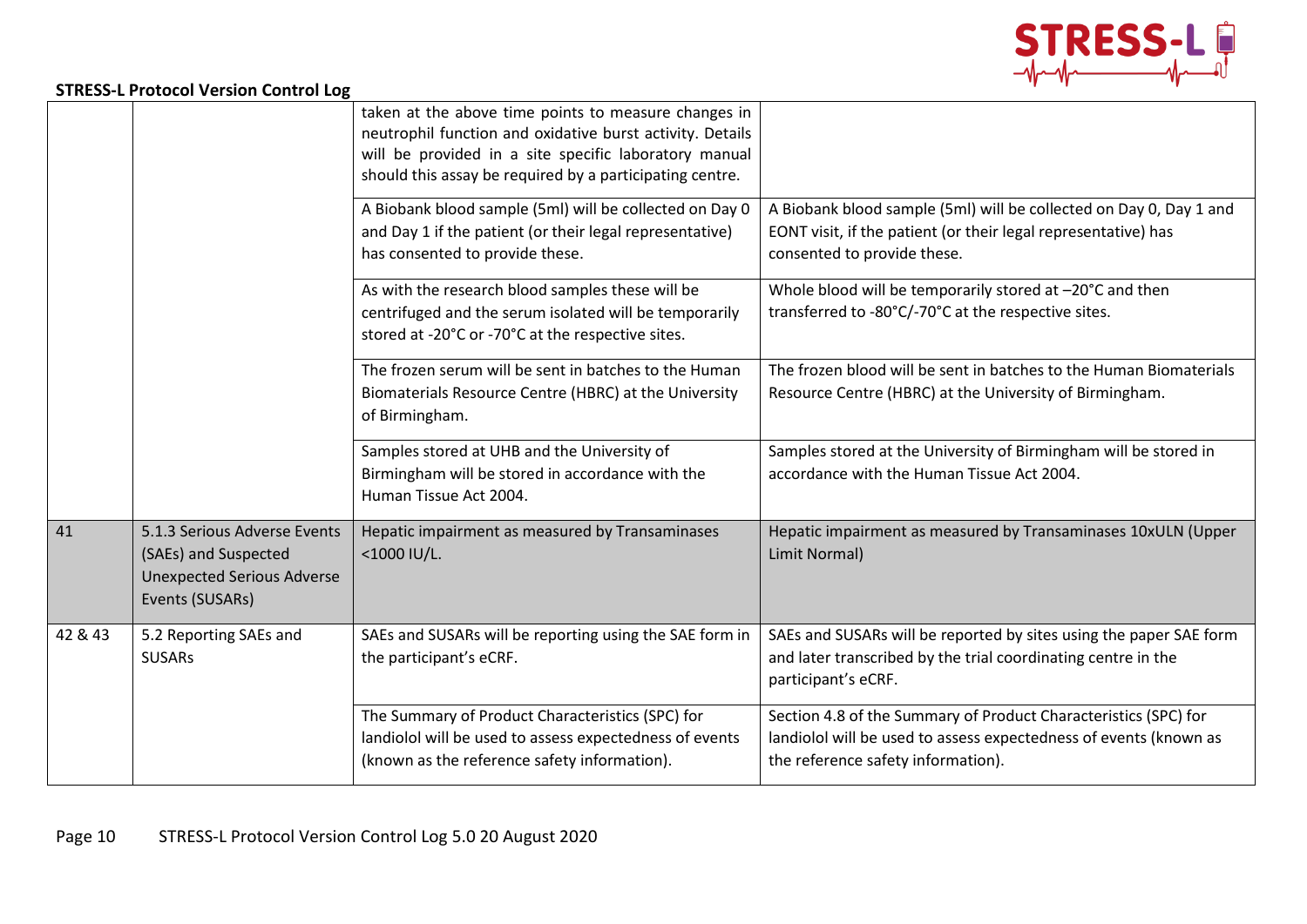**STRESS-L Protocol Version Control Log**

| | | | |
|---|---|---|---|
| | | taken at the above time points to measure changes in neutrophil function and oxidative burst activity. Details will be provided in a site specific laboratory manual should this assay be required by a participating centre. | |
| | | A Biobank blood sample (5ml) will be collected on Day 0 and Day 1 if the patient (or their legal representative) has consented to provide these. | A Biobank blood sample (5ml) will be collected on Day 0, Day 1 and EONT visit, if the patient (or their legal representative) has consented to provide these. |
| | | As with the research blood samples these will be centrifuged and the serum isolated will be temporarily stored at -20°C or -70°C at the respective sites. | Whole blood will be temporarily stored at –20°C and then transferred to -80°C/-70°C at the respective sites. |
| | | The frozen serum will be sent in batches to the Human Biomaterials Resource Centre (HBRC) at the University of Birmingham. | The frozen blood will be sent in batches to the Human Biomaterials Resource Centre (HBRC) at the University of Birmingham. |
| | | Samples stored at UHB and the University of Birmingham will be stored in accordance with the Human Tissue Act 2004. | Samples stored at the University of Birmingham will be stored in accordance with the Human Tissue Act 2004. |
| 41 | 5.1.3 Serious Adverse Events (SAEs) and Suspected Unexpected Serious Adverse Events (SUSARs) | Hepatic impairment as measured by Transaminases <1000 IU/L. | Hepatic impairment as measured by Transaminases 10xULN (Upper Limit Normal) |
| 42 & 43 | 5.2 Reporting SAEs and SUSARs | SAEs and SUSARs will be reporting using the SAE form in the participant's eCRF. | SAEs and SUSARs will be reported by sites using the paper SAE form and later transcribed by the trial coordinating centre in the participant's eCRF. |
| | | The Summary of Product Characteristics (SPC) for landiolol will be used to assess expectedness of events (known as the reference safety information). | Section 4.8 of the Summary of Product Characteristics (SPC) for landiolol will be used to assess expectedness of events (known as the reference safety information). |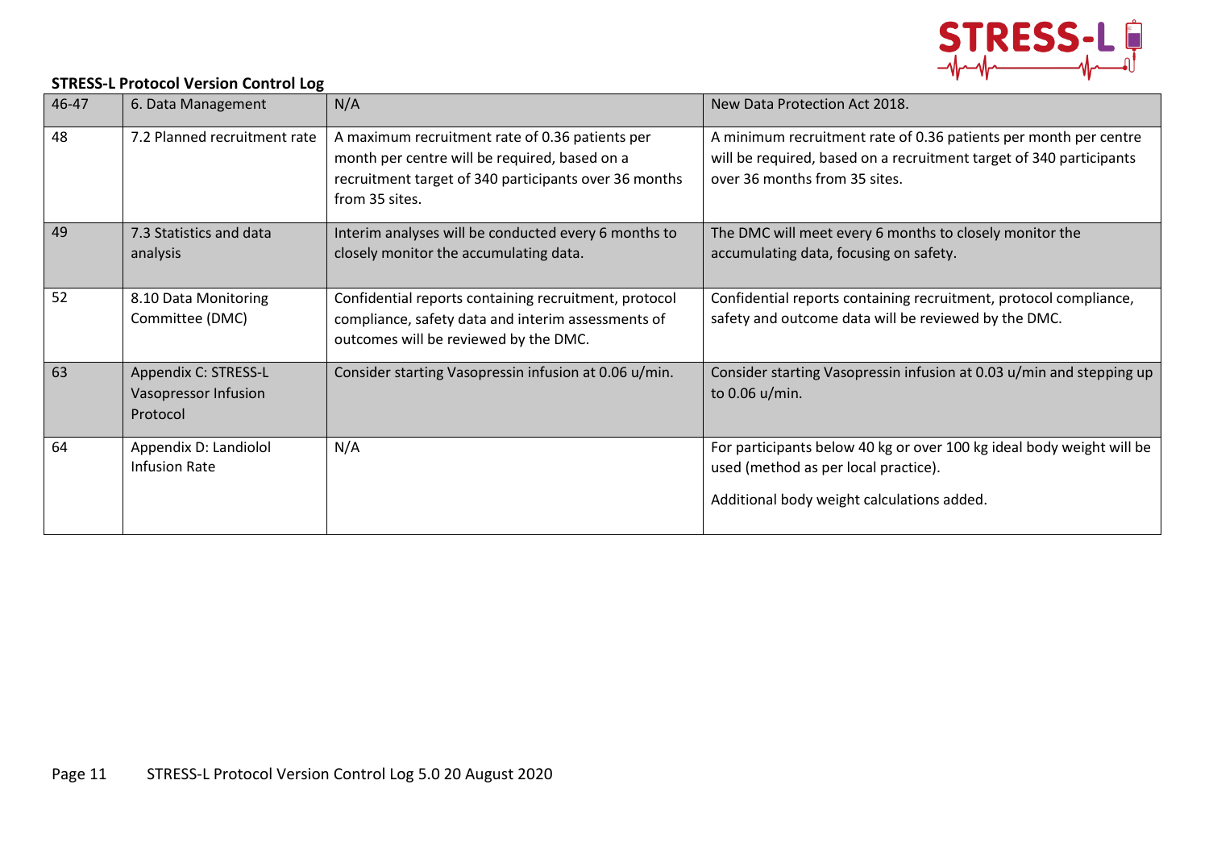**STRESS-L Protocol Version Control Log**

| 46-47 | 6. Data Management | N/A | New Data Protection Act 2018. |
|---|---|---|---|
| 48 | 7.2 Planned recruitment rate | A maximum recruitment rate of 0.36 patients per month per centre will be required, based on a recruitment target of 340 participants over 36 months from 35 sites. | A minimum recruitment rate of 0.36 patients per month per centre will be required, based on a recruitment target of 340 participants over 36 months from 35 sites. |
| 49 | 7.3 Statistics and data analysis | Interim analyses will be conducted every 6 months to closely monitor the accumulating data. | The DMC will meet every 6 months to closely monitor the accumulating data, focusing on safety. |
| 52 | 8.10 Data Monitoring Committee (DMC) | Confidential reports containing recruitment, protocol compliance, safety data and interim assessments of outcomes will be reviewed by the DMC. | Confidential reports containing recruitment, protocol compliance, safety and outcome data will be reviewed by the DMC. |
| 63 | Appendix C: STRESS-L Vasopressor Infusion Protocol | Consider starting Vasopressin infusion at 0.06 u/min. | Consider starting Vasopressin infusion at 0.03 u/min and stepping up to 0.06 u/min. |
| 64 | Appendix D: Landiolol Infusion Rate | N/A | For participants below 40 kg or over 100 kg ideal body weight will be used (method as per local practice). Additional body weight calculations added. |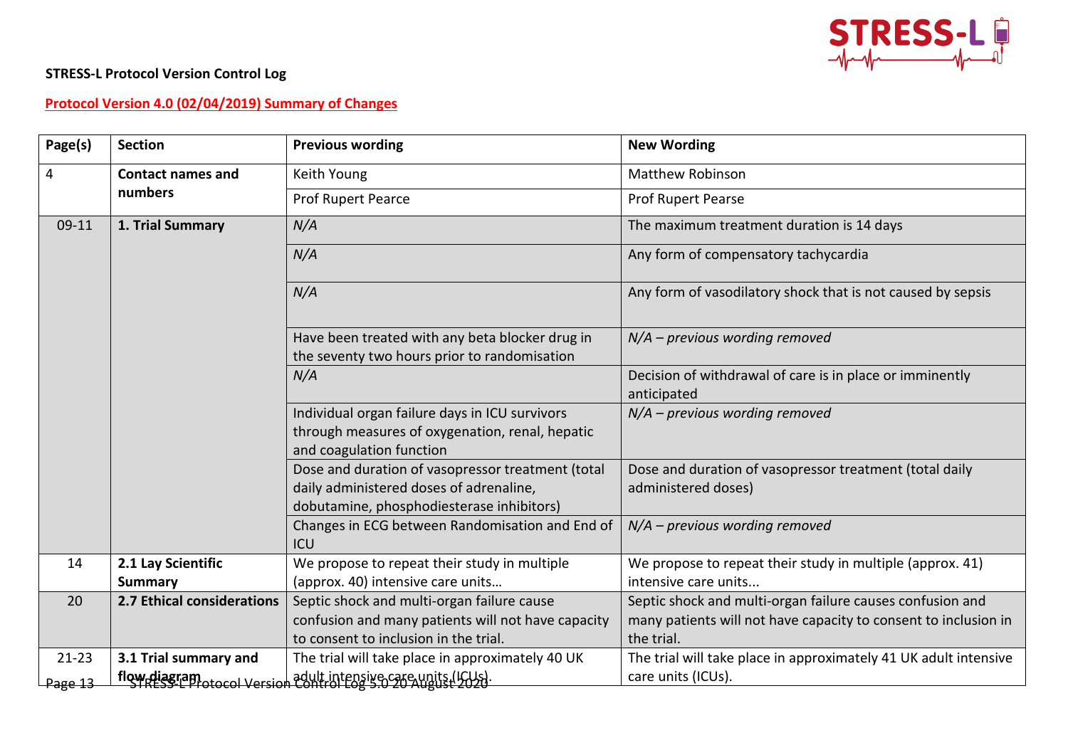**STRESS-L Protocol Version Control Log**

**Protocol Version 4.0 (02/04/2019) Summary of Changes**

| Page(s) | Section | Previous wording | New Wording |
|---|---|---|---|
| 4 | **Contact names and numbers** | Keith Young | Matthew Robinson |
| | | Prof Rupert Pearce | Prof Rupert Pearse |
| 09-11 | **1. Trial Summary** | *N/A* | The maximum treatment duration is 14 days |
| | | *N/A* | Any form of compensatory tachycardia |
| | | *N/A* | Any form of vasodilatory shock that is not caused by sepsis |
| | | Have been treated with any beta blocker drug in the seventy two hours prior to randomisation | *N/A – previous wording removed* |
| | | *N/A* | Decision of withdrawal of care is in place or imminently anticipated |
| | | Individual organ failure days in ICU survivors through measures of oxygenation, renal, hepatic and coagulation function | *N/A – previous wording removed* |
| | | Dose and duration of vasopressor treatment (total daily administered doses of adrenaline, dobutamine, phosphodiesterase inhibitors) | Dose and duration of vasopressor treatment (total daily administered doses) |
| | | Changes in ECG between Randomisation and End of ICU | *N/A – previous wording removed* |
| 14 | **2.1 Lay Scientific Summary** | We propose to repeat their study in multiple (approx. 40) intensive care units… | We propose to repeat their study in multiple (approx. 41) intensive care units... |
| 20 | **2.7 Ethical considerations** | Septic shock and multi-organ failure cause confusion and many patients will not have capacity to consent to inclusion in the trial. | Septic shock and multi-organ failure causes confusion and many patients will not have capacity to consent to inclusion in the trial. |
| 21-23 | **3.1 Trial summary and flow diagram** | The trial will take place in approximately 40 UK adult intensive care units (ICUs). | The trial will take place in approximately 41 UK adult intensive care units (ICUs). |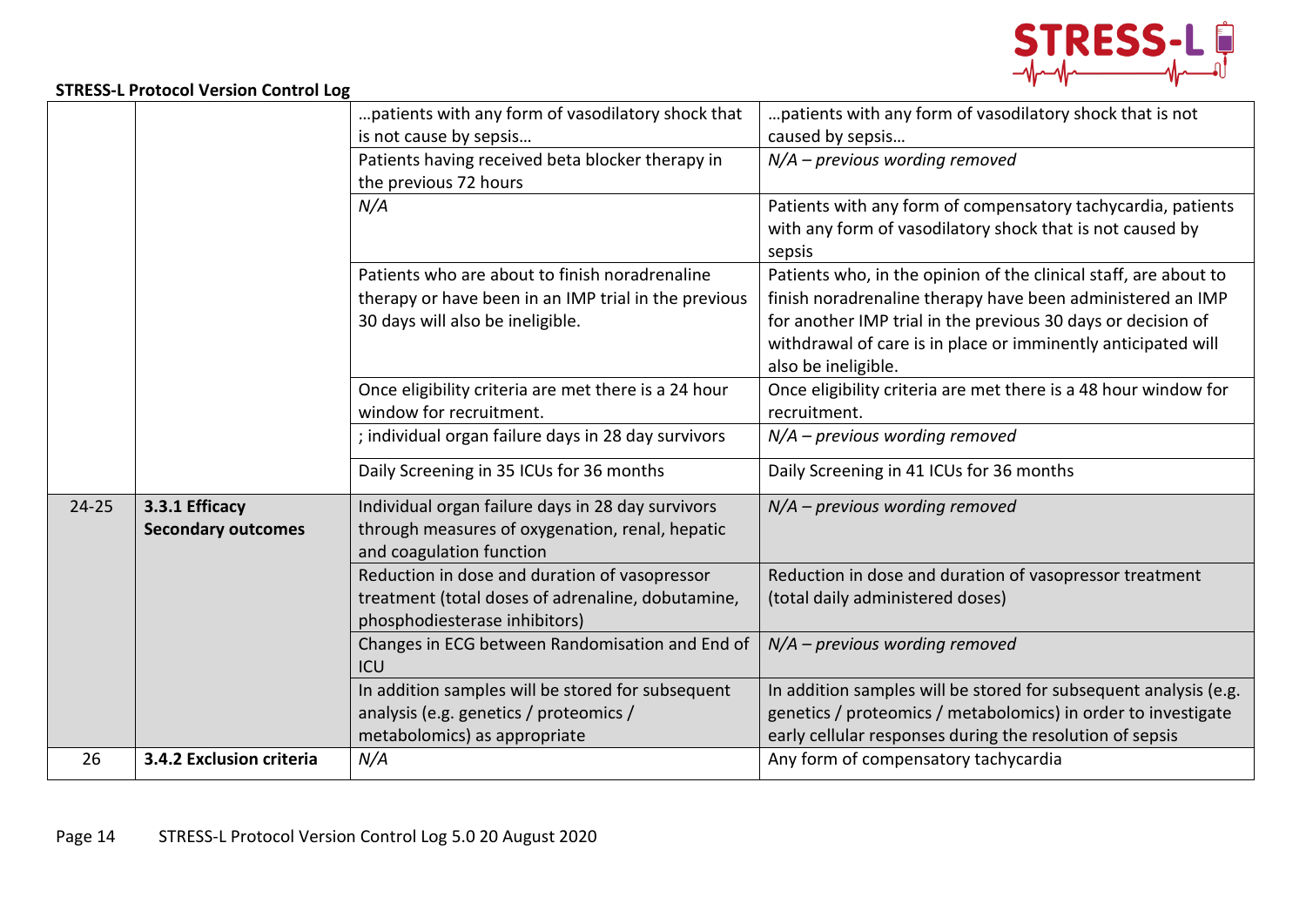**STRESS-L Protocol Version Control Log**

| | | | |
|---|---|---|---|
| | | …patients with any form of vasodilatory shock that is not cause by sepsis… | …patients with any form of vasodilatory shock that is not caused by sepsis… |
| | | Patients having received beta blocker therapy in the previous 72 hours | *N/A – previous wording removed* |
| | | *N/A* | Patients with any form of compensatory tachycardia, patients with any form of vasodilatory shock that is not caused by sepsis |
| | | Patients who are about to finish noradrenaline therapy or have been in an IMP trial in the previous 30 days will also be ineligible. | Patients who, in the opinion of the clinical staff, are about to finish noradrenaline therapy have been administered an IMP for another IMP trial in the previous 30 days or decision of withdrawal of care is in place or imminently anticipated will also be ineligible. |
| | | Once eligibility criteria are met there is a 24 hour window for recruitment. | Once eligibility criteria are met there is a 48 hour window for recruitment. |
| | | ; individual organ failure days in 28 day survivors | *N/A – previous wording removed* |
| | | Daily Screening in 35 ICUs for 36 months | Daily Screening in 41 ICUs for 36 months |
| 24-25 | **3.3.1 Efficacy Secondary outcomes** | Individual organ failure days in 28 day survivors through measures of oxygenation, renal, hepatic and coagulation function | *N/A – previous wording removed* |
| | | Reduction in dose and duration of vasopressor treatment (total doses of adrenaline, dobutamine, phosphodiesterase inhibitors) | Reduction in dose and duration of vasopressor treatment (total daily administered doses) |
| | | Changes in ECG between Randomisation and End of ICU | *N/A – previous wording removed* |
| | | In addition samples will be stored for subsequent analysis (e.g. genetics / proteomics / metabolomics) as appropriate | In addition samples will be stored for subsequent analysis (e.g. genetics / proteomics / metabolomics) in order to investigate early cellular responses during the resolution of sepsis |
| 26 | **3.4.2 Exclusion criteria** | *N/A* | Any form of compensatory tachycardia |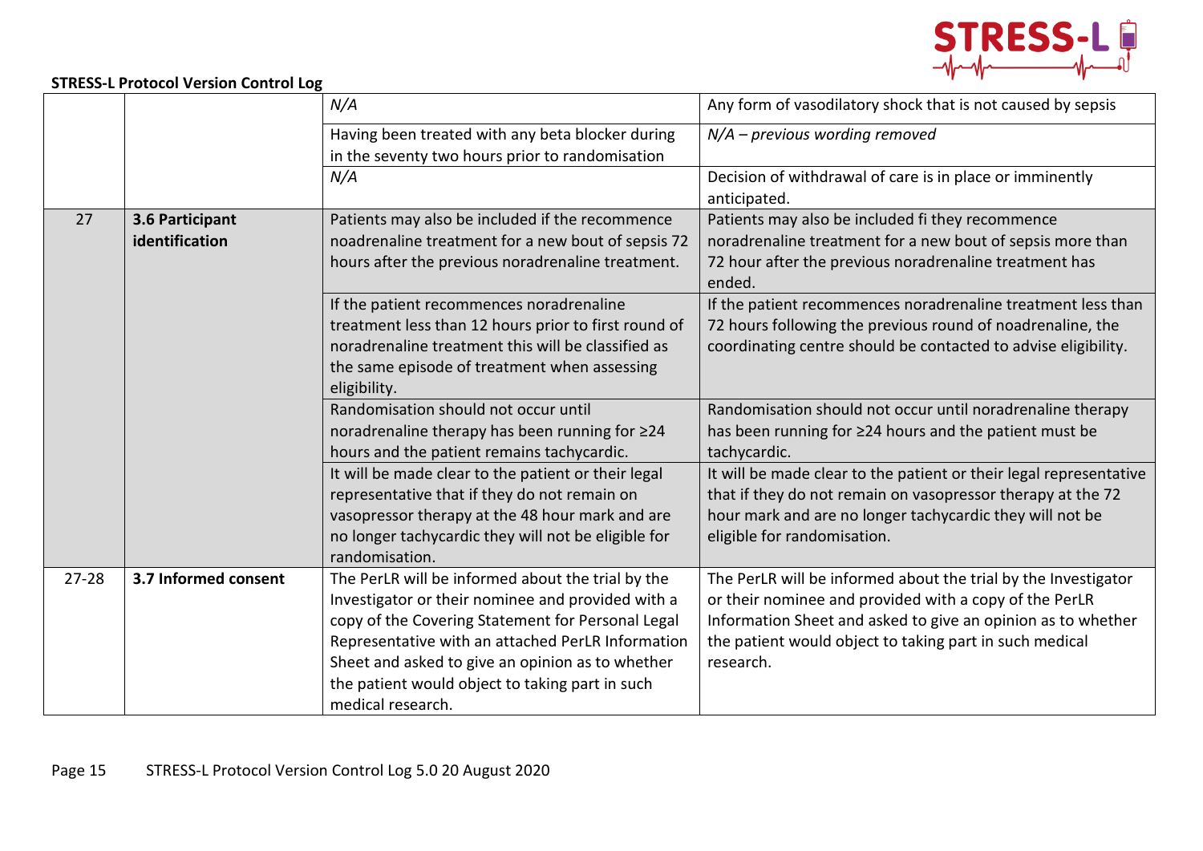**STRESS-L Protocol Version Control Log**

| | | | |
|---|---|---|---|
| | | *N/A* | Any form of vasodilatory shock that is not caused by sepsis |
| | | Having been treated with any beta blocker during in the seventy two hours prior to randomisation | *N/A – previous wording removed* |
| | | *N/A* | Decision of withdrawal of care is in place or imminently anticipated. |
| 27 | **3.6 Participant identification** | Patients may also be included if the recommence noadrenaline treatment for a new bout of sepsis 72 hours after the previous noradrenaline treatment. | Patients may also be included fi they recommence noradrenaline treatment for a new bout of sepsis more than 72 hour after the previous noradrenaline treatment has ended. |
| | | If the patient recommences noradrenaline treatment less than 12 hours prior to first round of noradrenaline treatment this will be classified as the same episode of treatment when assessing eligibility. | If the patient recommences noradrenaline treatment less than 72 hours following the previous round of noadrenaline, the coordinating centre should be contacted to advise eligibility. |
| | | Randomisation should not occur until noradrenaline therapy has been running for ≥24 hours and the patient remains tachycardic. | Randomisation should not occur until noradrenaline therapy has been running for ≥24 hours and the patient must be tachycardic. |
| | | It will be made clear to the patient or their legal representative that if they do not remain on vasopressor therapy at the 48 hour mark and are no longer tachycardic they will not be eligible for randomisation. | It will be made clear to the patient or their legal representative that if they do not remain on vasopressor therapy at the 72 hour mark and are no longer tachycardic they will not be eligible for randomisation. |
| 27-28 | **3.7 Informed consent** | The PerLR will be informed about the trial by the Investigator or their nominee and provided with a copy of the Covering Statement for Personal Legal Representative with an attached PerLR Information Sheet and asked to give an opinion as to whether the patient would object to taking part in such medical research. | The PerLR will be informed about the trial by the Investigator or their nominee and provided with a copy of the PerLR Information Sheet and asked to give an opinion as to whether the patient would object to taking part in such medical research. |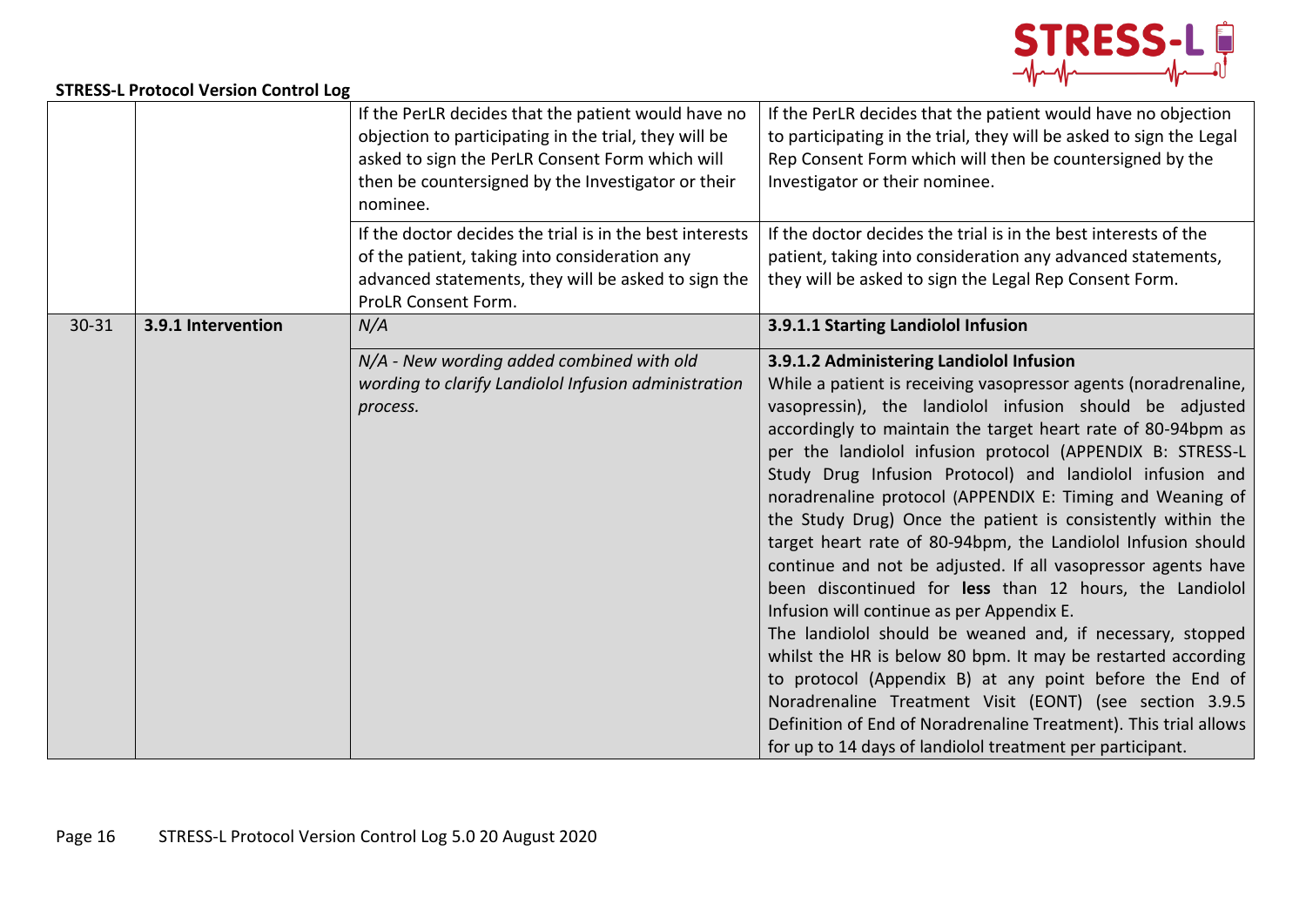| | | | |
|---|---|---|---|
| | | If the PerLR decides that the patient would have no objection to participating in the trial, they will be asked to sign the PerLR Consent Form which will then be countersigned by the Investigator or their nominee. | If the PerLR decides that the patient would have no objection to participating in the trial, they will be asked to sign the Legal Rep Consent Form which will then be countersigned by the Investigator or their nominee. |
| | | If the doctor decides the trial is in the best interests of the patient, taking into consideration any advanced statements, they will be asked to sign the ProLR Consent Form. | If the doctor decides the trial is in the best interests of the patient, taking into consideration any advanced statements, they will be asked to sign the Legal Rep Consent Form. |
| 30-31 | **3.9.1 Intervention** | *N/A* | **3.9.1.1 Starting Landiolol Infusion** |
| | | *N/A - New wording added combined with old wording to clarify Landiolol Infusion administration process.* | **3.9.1.2 Administering Landiolol Infusion**<br>While a patient is receiving vasopressor agents (noradrenaline, vasopressin), the landiolol infusion should be adjusted accordingly to maintain the target heart rate of 80-94bpm as per the landiolol infusion protocol (APPENDIX B: STRESS-L Study Drug Infusion Protocol) and landiolol infusion and noradrenaline protocol (APPENDIX E: Timing and Weaning of the Study Drug) Once the patient is consistently within the target heart rate of 80-94bpm, the Landiolol Infusion should continue and not be adjusted. If all vasopressor agents have been discontinued for **less** than 12 hours, the Landiolol Infusion will continue as per Appendix E.<br>The landiolol should be weaned and, if necessary, stopped whilst the HR is below 80 bpm. It may be restarted according to protocol (Appendix B) at any point before the End of Noradrenaline Treatment Visit (EONT) (see section 3.9.5 Definition of End of Noradrenaline Treatment). This trial allows for up to 14 days of landiolol treatment per participant. |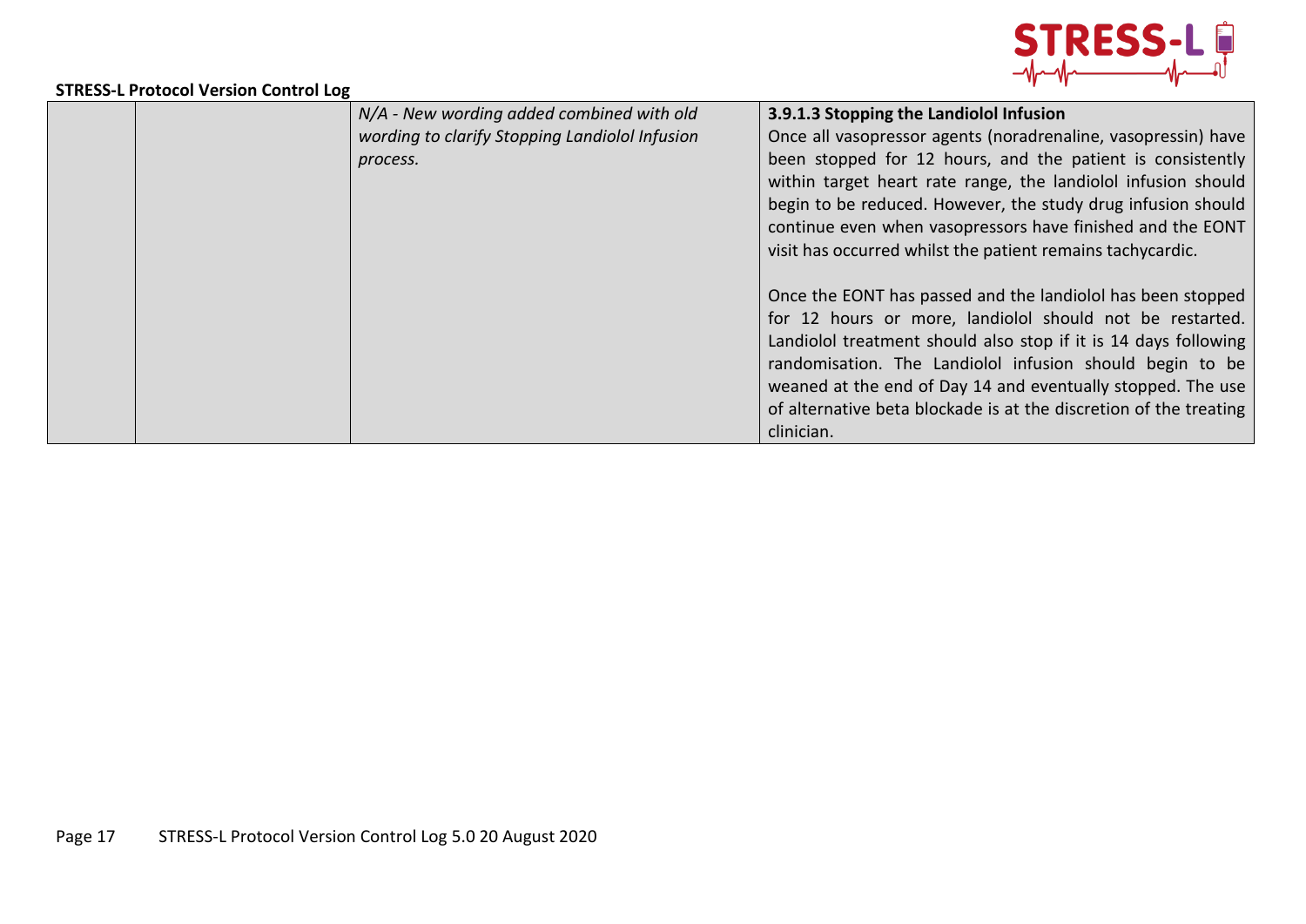| | | | |
|---|---|---|---|
| | | *N/A - New wording added combined with old wording to clarify Stopping Landiolol Infusion process.* | **3.9.1.3 Stopping the Landiolol Infusion**<br>Once all vasopressor agents (noradrenaline, vasopressin) have been stopped for 12 hours, and the patient is consistently within target heart rate range, the landiolol infusion should begin to be reduced. However, the study drug infusion should continue even when vasopressors have finished and the EONT visit has occurred whilst the patient remains tachycardic.<br><br>Once the EONT has passed and the landiolol has been stopped for 12 hours or more, landiolol should not be restarted. Landiolol treatment should also stop if it is 14 days following randomisation. The Landiolol infusion should begin to be weaned at the end of Day 14 and eventually stopped. The use of alternative beta blockade is at the discretion of the treating clinician. |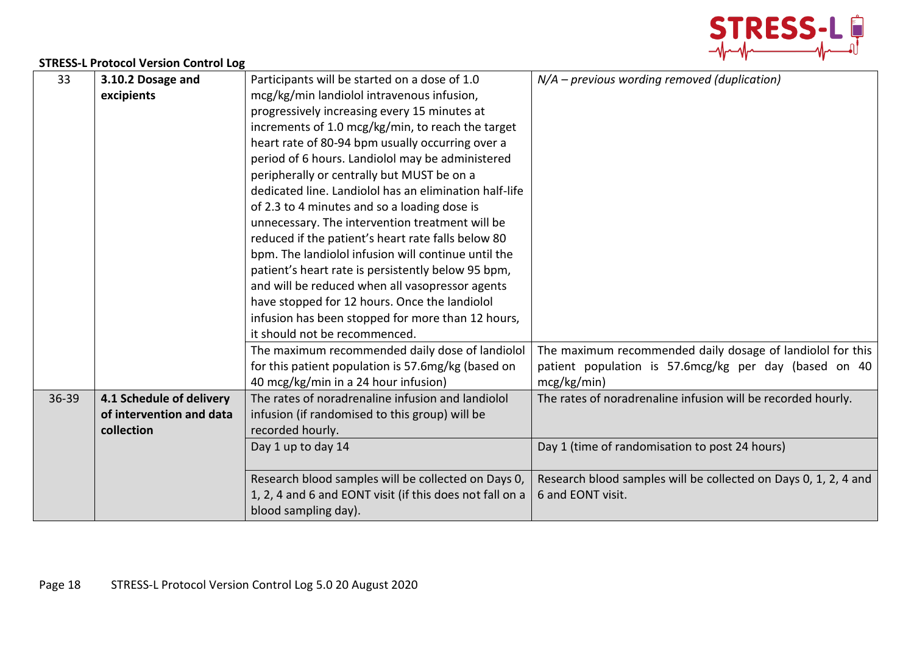**STRESS-L Protocol Version Control Log**

| | | | |
|---|---|---|---|
| 33 | **3.10.2 Dosage and excipients** | Participants will be started on a dose of 1.0 mcg/kg/min landiolol intravenous infusion, progressively increasing every 15 minutes at increments of 1.0 mcg/kg/min, to reach the target heart rate of 80-94 bpm usually occurring over a period of 6 hours. Landiolol may be administered peripherally or centrally but MUST be on a dedicated line. Landiolol has an elimination half-life of 2.3 to 4 minutes and so a loading dose is unnecessary. The intervention treatment will be reduced if the patient's heart rate falls below 80 bpm. The landiolol infusion will continue until the patient's heart rate is persistently below 95 bpm, and will be reduced when all vasopressor agents have stopped for 12 hours. Once the landiolol infusion has been stopped for more than 12 hours, it should not be recommenced. | *N/A – previous wording removed (duplication)* |
| | | The maximum recommended daily dose of landiolol for this patient population is 57.6mg/kg (based on 40 mcg/kg/min in a 24 hour infusion) | The maximum recommended daily dosage of landiolol for this patient population is 57.6mcg/kg per day (based on 40 mcg/kg/min) |
| 36-39 | **4.1 Schedule of delivery of intervention and data collection** | The rates of noradrenaline infusion and landiolol infusion (if randomised to this group) will be recorded hourly. | The rates of noradrenaline infusion will be recorded hourly. |
| | | Day 1 up to day 14 | Day 1 (time of randomisation to post 24 hours) |
| | | Research blood samples will be collected on Days 0, 1, 2, 4 and 6 and EONT visit (if this does not fall on a blood sampling day). | Research blood samples will be collected on Days 0, 1, 2, 4 and 6 and EONT visit. |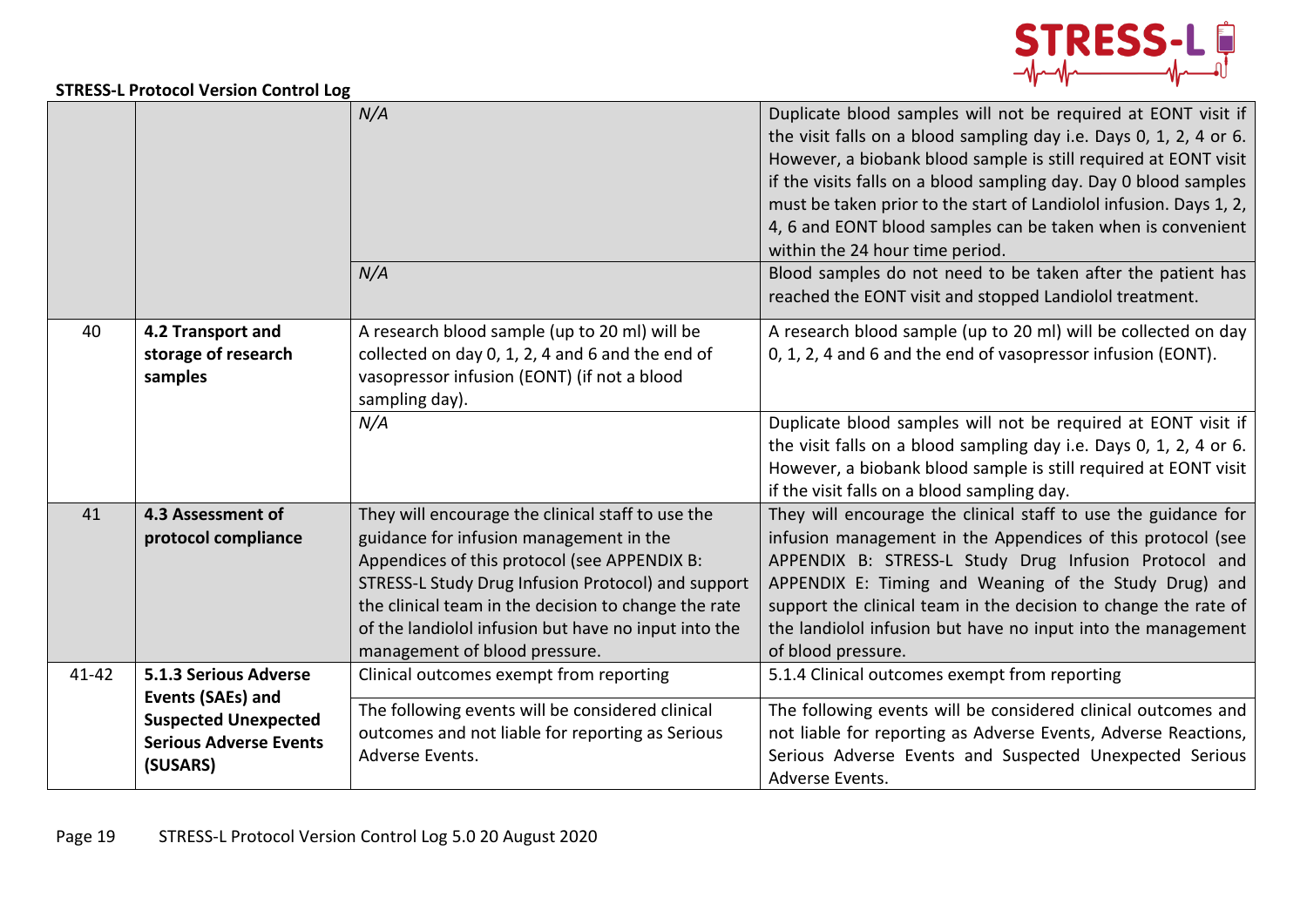**STRESS-L Protocol Version Control Log**

| | | | |
|---|---|---|---|
| | | *N/A* | Duplicate blood samples will not be required at EONT visit if the visit falls on a blood sampling day i.e. Days 0, 1, 2, 4 or 6. However, a biobank blood sample is still required at EONT visit if the visits falls on a blood sampling day. Day 0 blood samples must be taken prior to the start of Landiolol infusion. Days 1, 2, 4, 6 and EONT blood samples can be taken when is convenient within the 24 hour time period. |
| | | *N/A* | Blood samples do not need to be taken after the patient has reached the EONT visit and stopped Landiolol treatment. |
| 40 | **4.2 Transport and storage of research samples** | A research blood sample (up to 20 ml) will be collected on day 0, 1, 2, 4 and 6 and the end of vasopressor infusion (EONT) (if not a blood sampling day). | A research blood sample (up to 20 ml) will be collected on day 0, 1, 2, 4 and 6 and the end of vasopressor infusion (EONT). |
| | | *N/A* | Duplicate blood samples will not be required at EONT visit if the visit falls on a blood sampling day i.e. Days 0, 1, 2, 4 or 6. However, a biobank blood sample is still required at EONT visit if the visit falls on a blood sampling day. |
| 41 | **4.3 Assessment of protocol compliance** | They will encourage the clinical staff to use the guidance for infusion management in the Appendices of this protocol (see APPENDIX B: STRESS-L Study Drug Infusion Protocol) and support the clinical team in the decision to change the rate of the landiolol infusion but have no input into the management of blood pressure. | They will encourage the clinical staff to use the guidance for infusion management in the Appendices of this protocol (see APPENDIX B: STRESS-L Study Drug Infusion Protocol and APPENDIX E: Timing and Weaning of the Study Drug) and support the clinical team in the decision to change the rate of the landiolol infusion but have no input into the management of blood pressure. |
| 41-42 | **5.1.3 Serious Adverse Events (SAEs) and Suspected Unexpected Serious Adverse Events (SUSARS)** | Clinical outcomes exempt from reporting | 5.1.4 Clinical outcomes exempt from reporting |
| | | The following events will be considered clinical outcomes and not liable for reporting as Serious Adverse Events. | The following events will be considered clinical outcomes and not liable for reporting as Adverse Events, Adverse Reactions, Serious Adverse Events and Suspected Unexpected Serious Adverse Events. |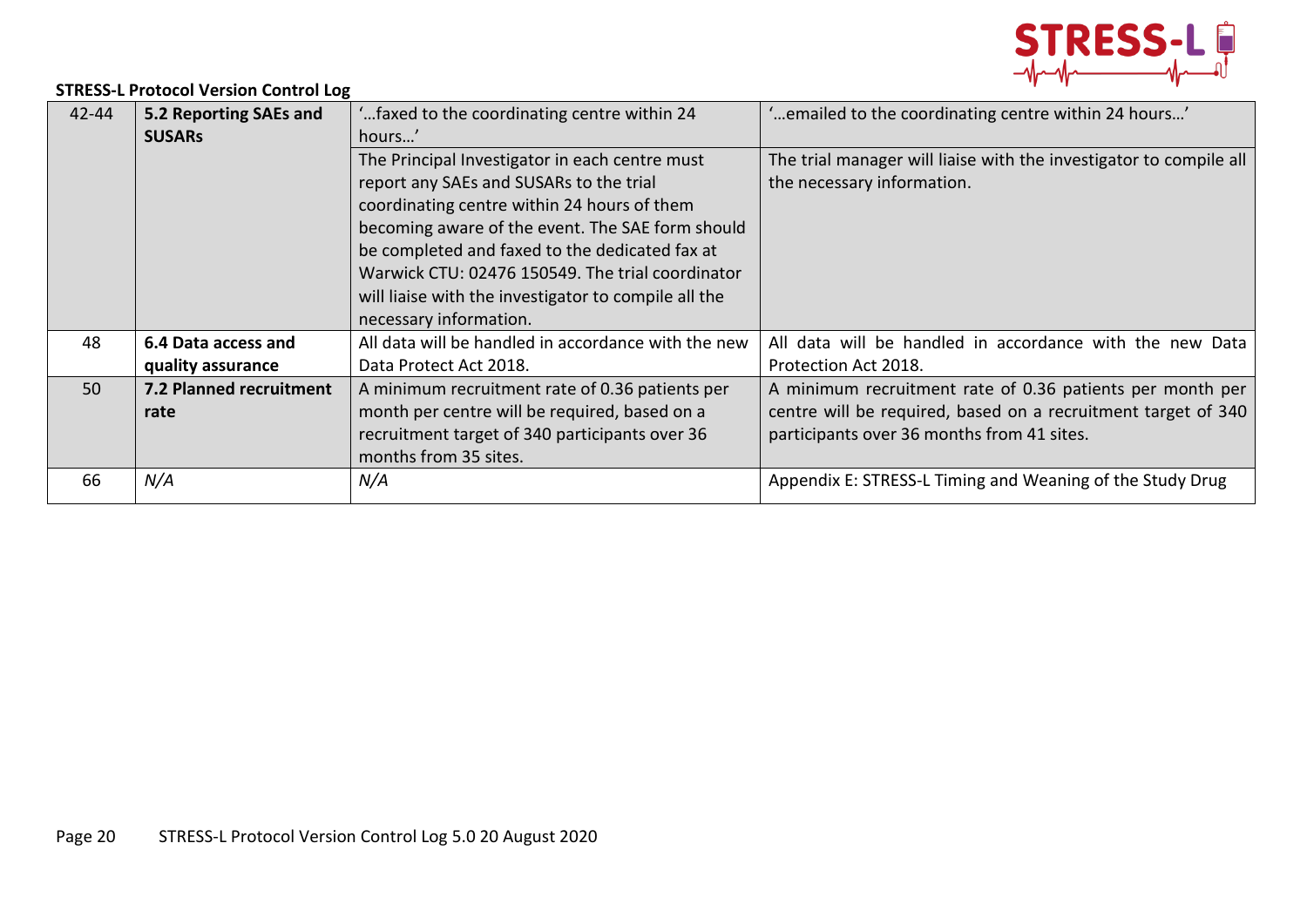**STRESS-L Protocol Version Control Log**

| | | | |
|---|---|---|---|
| 42-44 | **5.2 Reporting SAEs and SUSARs** | '…faxed to the coordinating centre within 24 hours…' | '…emailed to the coordinating centre within 24 hours…' |
| | | The Principal Investigator in each centre must report any SAEs and SUSARs to the trial coordinating centre within 24 hours of them becoming aware of the event. The SAE form should be completed and faxed to the dedicated fax at Warwick CTU: 02476 150549. The trial coordinator will liaise with the investigator to compile all the necessary information. | The trial manager will liaise with the investigator to compile all the necessary information. |
| 48 | **6.4 Data access and quality assurance** | All data will be handled in accordance with the new Data Protect Act 2018. | All data will be handled in accordance with the new Data Protection Act 2018. |
| 50 | **7.2 Planned recruitment rate** | A minimum recruitment rate of 0.36 patients per month per centre will be required, based on a recruitment target of 340 participants over 36 months from 35 sites. | A minimum recruitment rate of 0.36 patients per month per centre will be required, based on a recruitment target of 340 participants over 36 months from 41 sites. |
| 66 | *N/A* | *N/A* | Appendix E: STRESS-L Timing and Weaning of the Study Drug |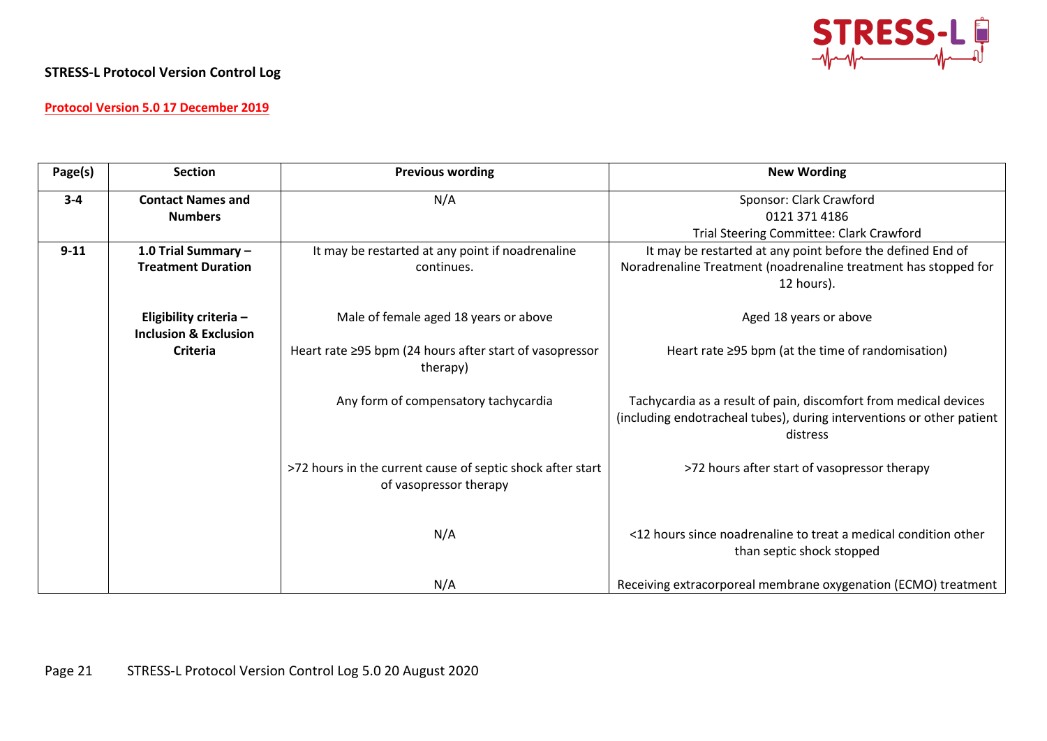**STRESS-L Protocol Version Control Log**

**Protocol Version 5.0 17 December 2019**

| Page(s) | Section | Previous wording | New Wording |
|---|---|---|---|
| **3-4** | **Contact Names and Numbers** | N/A | Sponsor: Clark Crawford<br>0121 371 4186<br>Trial Steering Committee: Clark Crawford |
| **9-11** | **1.0 Trial Summary – Treatment Duration** | It may be restarted at any point if noadrenaline continues. | It may be restarted at any point before the defined End of Noradrenaline Treatment (noadrenaline treatment has stopped for 12 hours). |
| | **Eligibility criteria – Inclusion & Exclusion Criteria** | Male of female aged 18 years or above | Aged 18 years or above |
| | | Heart rate ≥95 bpm (24 hours after start of vasopressor therapy) | Heart rate ≥95 bpm (at the time of randomisation) |
| | | Any form of compensatory tachycardia | Tachycardia as a result of pain, discomfort from medical devices (including endotracheal tubes), during interventions or other patient distress |
| | | >72 hours in the current cause of septic shock after start of vasopressor therapy | >72 hours after start of vasopressor therapy |
| | | N/A | <12 hours since noadrenaline to treat a medical condition other than septic shock stopped |
| | | N/A | Receiving extracorporeal membrane oxygenation (ECMO) treatment |

STRESS-L Protocol Version Control Log 5.0 20 August 2020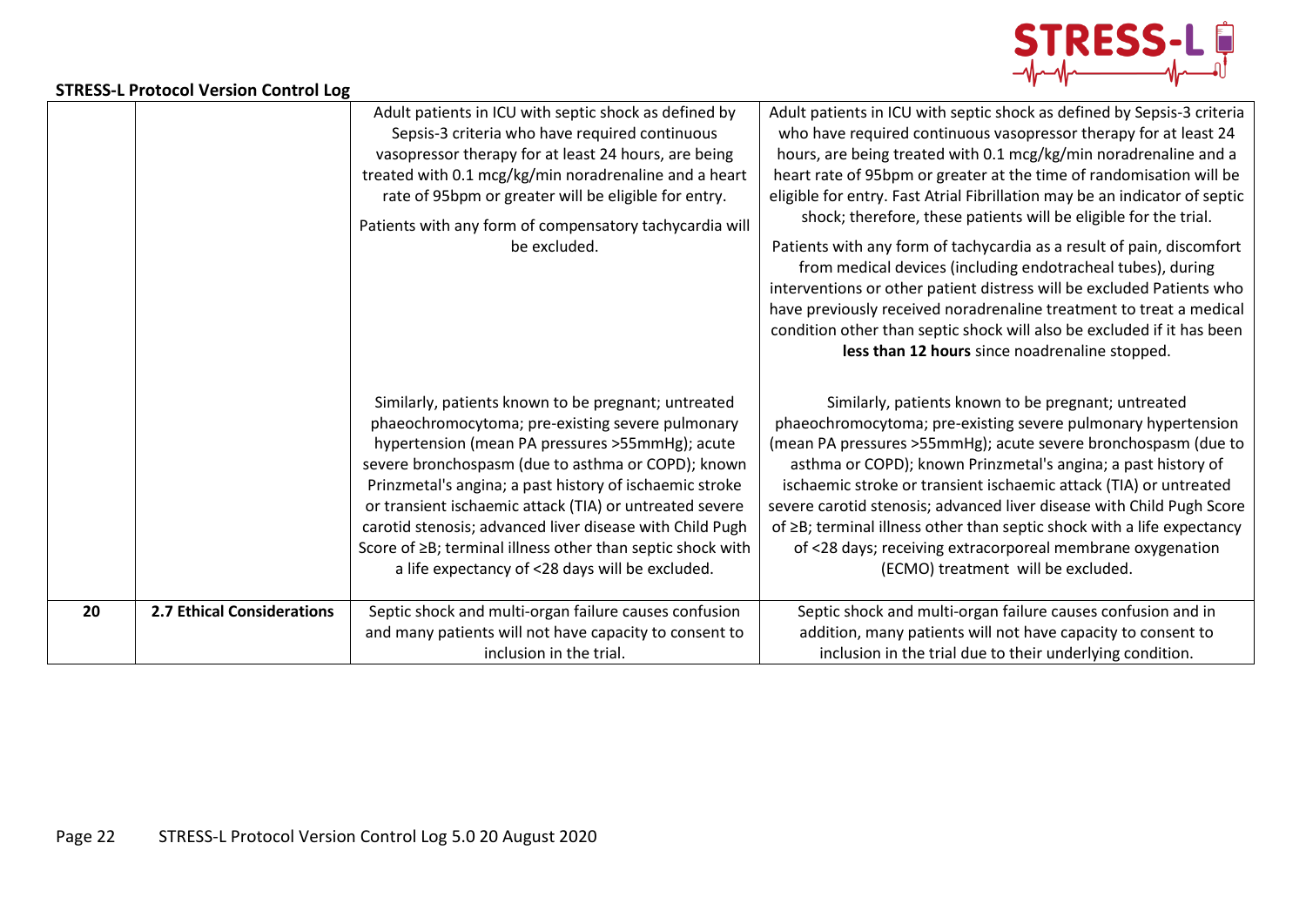## STRESS-L Protocol Version Control Log

| | | | |
|---|---|---|---|
| | | Adult patients in ICU with septic shock as defined by Sepsis-3 criteria who have required continuous vasopressor therapy for at least 24 hours, are being treated with 0.1 mcg/kg/min noradrenaline and a heart rate of 95bpm or greater will be eligible for entry.<br><br>Patients with any form of compensatory tachycardia will be excluded.<br><br>Similarly, patients known to be pregnant; untreated phaeochromocytoma; pre-existing severe pulmonary hypertension (mean PA pressures >55mmHg); acute severe bronchospasm (due to asthma or COPD); known Prinzmetal's angina; a past history of ischaemic stroke or transient ischaemic attack (TIA) or untreated severe carotid stenosis; advanced liver disease with Child Pugh Score of ≥B; terminal illness other than septic shock with a life expectancy of <28 days will be excluded. | Adult patients in ICU with septic shock as defined by Sepsis-3 criteria who have required continuous vasopressor therapy for at least 24 hours, are being treated with 0.1 mcg/kg/min noradrenaline and a heart rate of 95bpm or greater at the time of randomisation will be eligible for entry. Fast Atrial Fibrillation may be an indicator of septic shock; therefore, these patients will be eligible for the trial.<br><br>Patients with any form of tachycardia as a result of pain, discomfort from medical devices (including endotracheal tubes), during interventions or other patient distress will be excluded Patients who have previously received noradrenaline treatment to treat a medical condition other than septic shock will also be excluded if it has been **less than 12 hours** since noadrenaline stopped.<br><br>Similarly, patients known to be pregnant; untreated phaeochromocytoma; pre-existing severe pulmonary hypertension (mean PA pressures >55mmHg); acute severe bronchospasm (due to asthma or COPD); known Prinzmetal's angina; a past history of ischaemic stroke or transient ischaemic attack (TIA) or untreated severe carotid stenosis; advanced liver disease with Child Pugh Score of ≥B; terminal illness other than septic shock with a life expectancy of <28 days; receiving extracorporeal membrane oxygenation (ECMO) treatment will be excluded. |
| 20 | **2.7 Ethical Considerations** | Septic shock and multi-organ failure causes confusion and many patients will not have capacity to consent to inclusion in the trial. | Septic shock and multi-organ failure causes confusion and in addition, many patients will not have capacity to consent to inclusion in the trial due to their underlying condition. |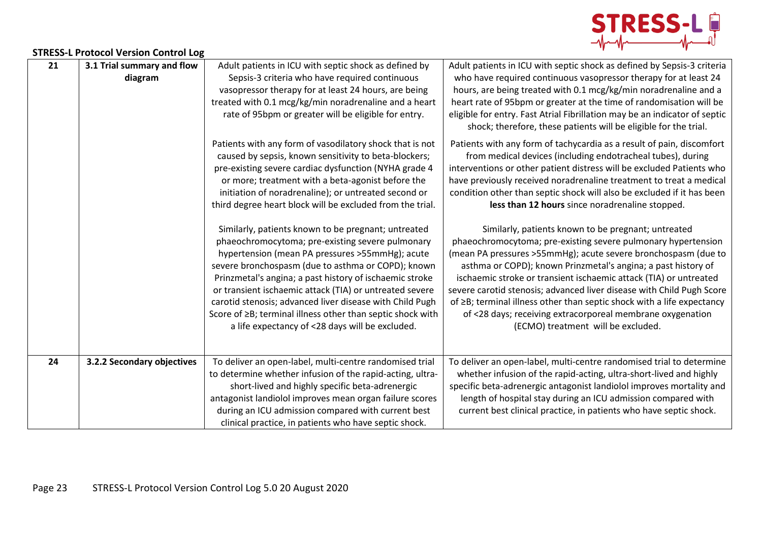**STRESS-L Protocol Version Control Log**

| | | | |
|---|---|---|---|
| 21 | **3.1 Trial summary and flow diagram** | Adult patients in ICU with septic shock as defined by Sepsis-3 criteria who have required continuous vasopressor therapy for at least 24 hours, are being treated with 0.1 mcg/kg/min noradrenaline and a heart rate of 95bpm or greater will be eligible for entry.<br><br>Patients with any form of vasodilatory shock that is not caused by sepsis, known sensitivity to beta-blockers; pre-existing severe cardiac dysfunction (NYHA grade 4 or more; treatment with a beta-agonist before the initiation of noradrenaline); or untreated second or third degree heart block will be excluded from the trial.<br><br>Similarly, patients known to be pregnant; untreated phaeochromocytoma; pre-existing severe pulmonary hypertension (mean PA pressures >55mmHg); acute severe bronchospasm (due to asthma or COPD); known Prinzmetal's angina; a past history of ischaemic stroke or transient ischaemic attack (TIA) or untreated severe carotid stenosis; advanced liver disease with Child Pugh Score of ≥B; terminal illness other than septic shock with a life expectancy of <28 days will be excluded. | Adult patients in ICU with septic shock as defined by Sepsis-3 criteria who have required continuous vasopressor therapy for at least 24 hours, are being treated with 0.1 mcg/kg/min noradrenaline and a heart rate of 95bpm or greater at the time of randomisation will be eligible for entry. Fast Atrial Fibrillation may be an indicator of septic shock; therefore, these patients will be eligible for the trial.<br><br>Patients with any form of tachycardia as a result of pain, discomfort from medical devices (including endotracheal tubes), during interventions or other patient distress will be excluded Patients who have previously received noradrenaline treatment to treat a medical condition other than septic shock will also be excluded if it has been **less than 12 hours** since noradrenaline stopped.<br><br>Similarly, patients known to be pregnant; untreated phaeochromocytoma; pre-existing severe pulmonary hypertension (mean PA pressures >55mmHg); acute severe bronchospasm (due to asthma or COPD); known Prinzmetal's angina; a past history of ischaemic stroke or transient ischaemic attack (TIA) or untreated severe carotid stenosis; advanced liver disease with Child Pugh Score of ≥B; terminal illness other than septic shock with a life expectancy of <28 days; receiving extracorporeal membrane oxygenation (ECMO) treatment will be excluded. |
| 24 | **3.2.2 Secondary objectives** | To deliver an open-label, multi-centre randomised trial to determine whether infusion of the rapid-acting, ultra-short-lived and highly specific beta-adrenergic antagonist landiolol improves mean organ failure scores during an ICU admission compared with current best clinical practice, in patients who have septic shock. | To deliver an open-label, multi-centre randomised trial to determine whether infusion of the rapid-acting, ultra-short-lived and highly specific beta-adrenergic antagonist landiolol improves mortality and length of hospital stay during an ICU admission compared with current best clinical practice, in patients who have septic shock. |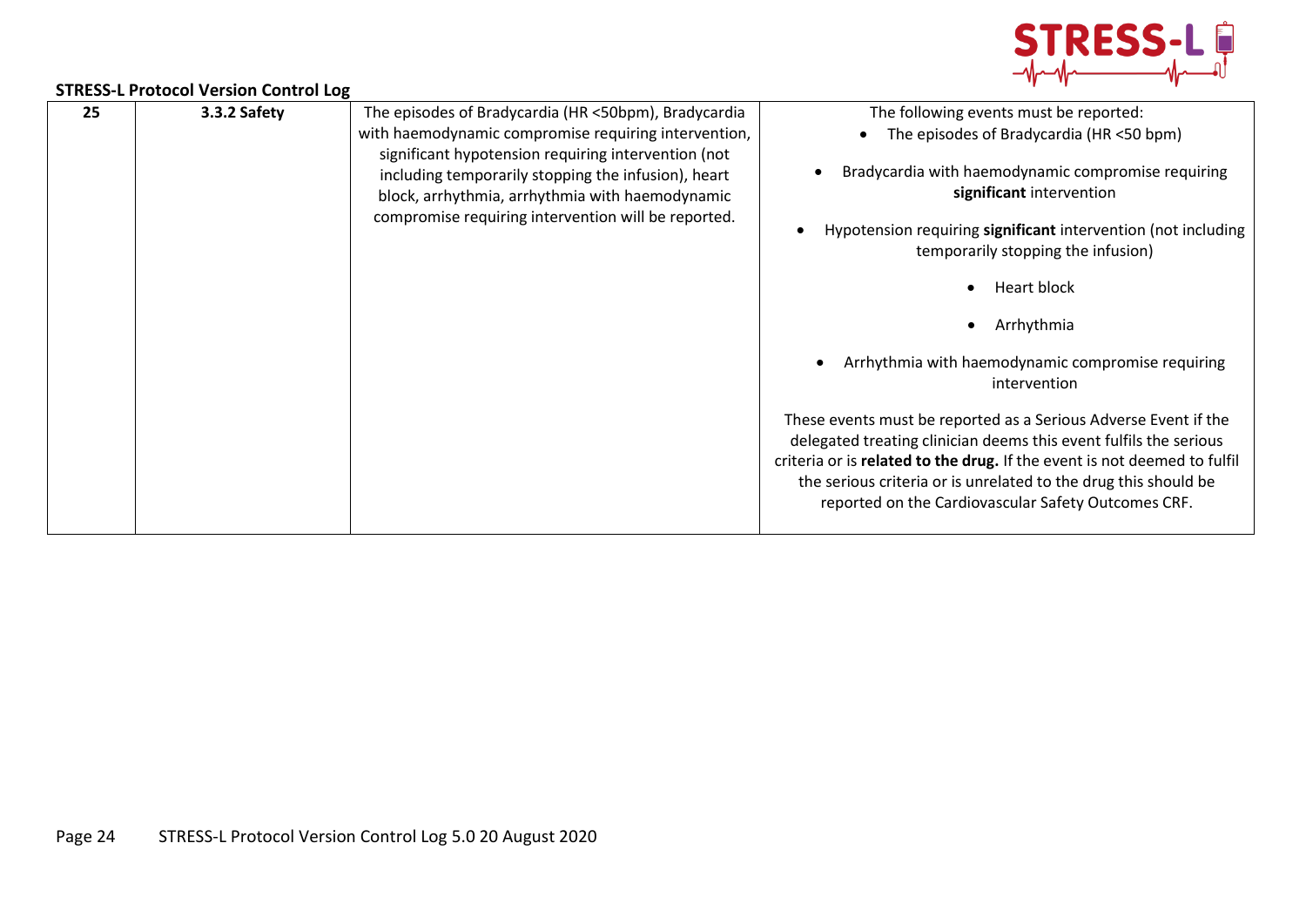**STRESS-L Protocol Version Control Log**

| | | | |
|---|---|---|---|
| **25** | **3.3.2 Safety** | The episodes of Bradycardia (HR <50bpm), Bradycardia with haemodynamic compromise requiring intervention, significant hypotension requiring intervention (not including temporarily stopping the infusion), heart block, arrhythmia, arrhythmia with haemodynamic compromise requiring intervention will be reported. | The following events must be reported:<br>• The episodes of Bradycardia (HR <50 bpm)<br>• Bradycardia with haemodynamic compromise requiring **significant** intervention<br>• Hypotension requiring **significant** intervention (not including temporarily stopping the infusion)<br>• Heart block<br>• Arrhythmia<br>• Arrhythmia with haemodynamic compromise requiring intervention<br><br>These events must be reported as a Serious Adverse Event if the delegated treating clinician deems this event fulfils the serious criteria or is **related to the drug.** If the event is not deemed to fulfil the serious criteria or is unrelated to the drug this should be reported on the Cardiovascular Safety Outcomes CRF. |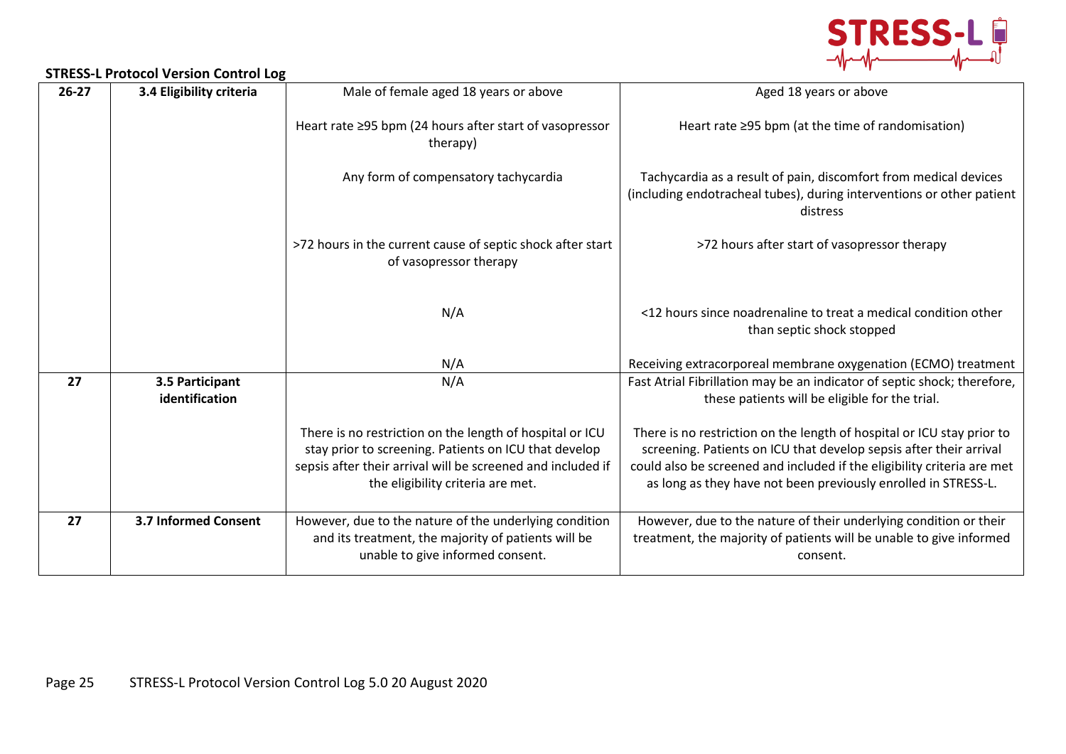**STRESS-L Protocol Version Control Log**

| | | | |
|---|---|---|---|
| 26-27 | **3.4 Eligibility criteria** | Male of female aged 18 years or above<br><br>Heart rate ≥95 bpm (24 hours after start of vasopressor therapy)<br><br>Any form of compensatory tachycardia<br><br>>72 hours in the current cause of septic shock after start of vasopressor therapy<br><br>N/A<br><br>N/A | Aged 18 years or above<br><br>Heart rate ≥95 bpm (at the time of randomisation)<br><br>Tachycardia as a result of pain, discomfort from medical devices (including endotracheal tubes), during interventions or other patient distress<br><br>>72 hours after start of vasopressor therapy<br><br><12 hours since noadrenaline to treat a medical condition other than septic shock stopped<br><br>Receiving extracorporeal membrane oxygenation (ECMO) treatment |
| 27 | **3.5 Participant identification** | N/A<br><br>There is no restriction on the length of hospital or ICU stay prior to screening. Patients on ICU that develop sepsis after their arrival will be screened and included if the eligibility criteria are met. | Fast Atrial Fibrillation may be an indicator of septic shock; therefore, these patients will be eligible for the trial.<br><br>There is no restriction on the length of hospital or ICU stay prior to screening. Patients on ICU that develop sepsis after their arrival could also be screened and included if the eligibility criteria are met as long as they have not been previously enrolled in STRESS-L. |
| 27 | **3.7 Informed Consent** | However, due to the nature of the underlying condition and its treatment, the majority of patients will be unable to give informed consent. | However, due to the nature of their underlying condition or their treatment, the majority of patients will be unable to give informed consent. |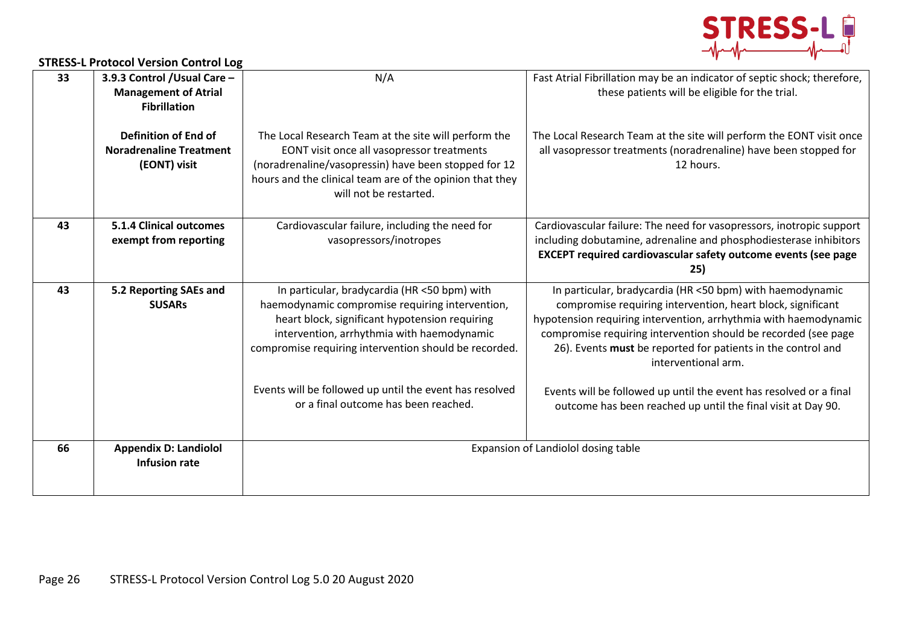**STRESS-L Protocol Version Control Log**

| | | | |
|---|---|---|---|
| 33 | **3.9.3 Control /Usual Care – Management of Atrial Fibrillation** | N/A | Fast Atrial Fibrillation may be an indicator of septic shock; therefore, these patients will be eligible for the trial. |
| | **Definition of End of Noradrenaline Treatment (EONT) visit** | The Local Research Team at the site will perform the EONT visit once all vasopressor treatments (noradrenaline/vasopressin) have been stopped for 12 hours and the clinical team are of the opinion that they will not be restarted. | The Local Research Team at the site will perform the EONT visit once all vasopressor treatments (noradrenaline) have been stopped for 12 hours. |
| 43 | **5.1.4 Clinical outcomes exempt from reporting** | Cardiovascular failure, including the need for vasopressors/inotropes | Cardiovascular failure: The need for vasopressors, inotropic support including dobutamine, adrenaline and phosphodiesterase inhibitors **EXCEPT required cardiovascular safety outcome events (see page 25)** |
| 43 | **5.2 Reporting SAEs and SUSARs** | In particular, bradycardia (HR <50 bpm) with haemodynamic compromise requiring intervention, heart block, significant hypotension requiring intervention, arrhythmia with haemodynamic compromise requiring intervention should be recorded.<br><br>Events will be followed up until the event has resolved or a final outcome has been reached. | In particular, bradycardia (HR <50 bpm) with haemodynamic compromise requiring intervention, heart block, significant hypotension requiring intervention, arrhythmia with haemodynamic compromise requiring intervention should be recorded (see page 26). Events **must** be reported for patients in the control and interventional arm.<br><br>Events will be followed up until the event has resolved or a final outcome has been reached up until the final visit at Day 90. |
| 66 | **Appendix D: Landiolol Infusion rate** | Expansion of Landiolol dosing table | |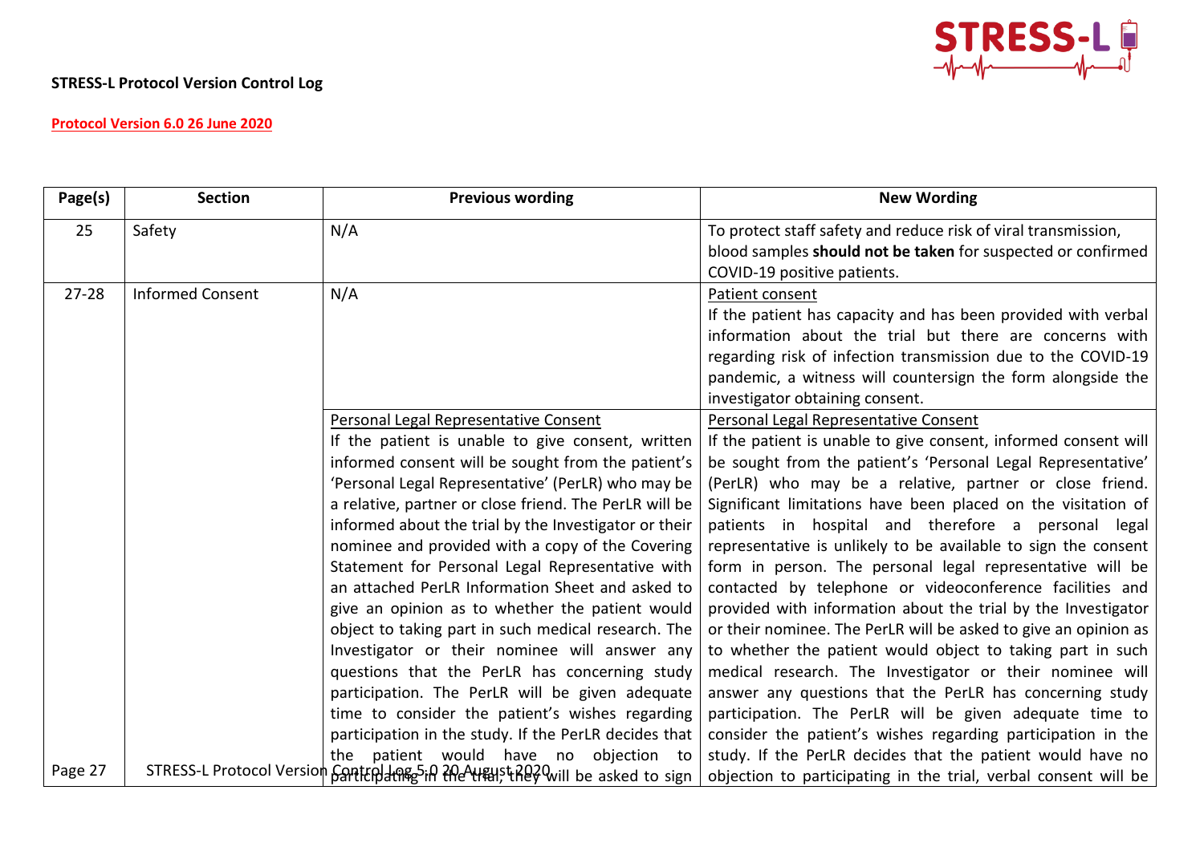**STRESS-L Protocol Version Control Log**

**Protocol Version 6.0 26 June 2020**

| Page(s) | Section | Previous wording | New Wording |
|---|---|---|---|
| 25 | Safety | N/A | To protect staff safety and reduce risk of viral transmission, blood samples **should not be taken** for suspected or confirmed COVID-19 positive patients. |
| 27-28 | Informed Consent | N/A | Patient consent<br>If the patient has capacity and has been provided with verbal information about the trial but there are concerns with regarding risk of infection transmission due to the COVID-19 pandemic, a witness will countersign the form alongside the investigator obtaining consent. |
| | | Personal Legal Representative Consent<br>If the patient is unable to give consent, written informed consent will be sought from the patient's 'Personal Legal Representative' (PerLR) who may be a relative, partner or close friend. The PerLR will be informed about the trial by the Investigator or their nominee and provided with a copy of the Covering Statement for Personal Legal Representative with an attached PerLR Information Sheet and asked to give an opinion as to whether the patient would object to taking part in such medical research. The Investigator or their nominee will answer any questions that the PerLR has concerning study participation. The PerLR will be given adequate time to consider the patient's wishes regarding participation in the study. If the PerLR decides that the patient would have no objection to participating in the trial, they will be asked to sign | Personal Legal Representative Consent<br>If the patient is unable to give consent, informed consent will be sought from the patient's 'Personal Legal Representative' (PerLR) who may be a relative, partner or close friend. Significant limitations have been placed on the visitation of patients in hospital and therefore a personal legal representative is unlikely to be available to sign the consent form in person. The personal legal representative will be contacted by telephone or videoconference facilities and provided with information about the trial by the Investigator or their nominee. The PerLR will be asked to give an opinion as to whether the patient would object to taking part in such medical research. The Investigator or their nominee will answer any questions that the PerLR has concerning study participation. The PerLR will be given adequate time to consider the patient's wishes regarding participation in the study. If the PerLR decides that the patient would have no objection to participating in the trial, verbal consent will be |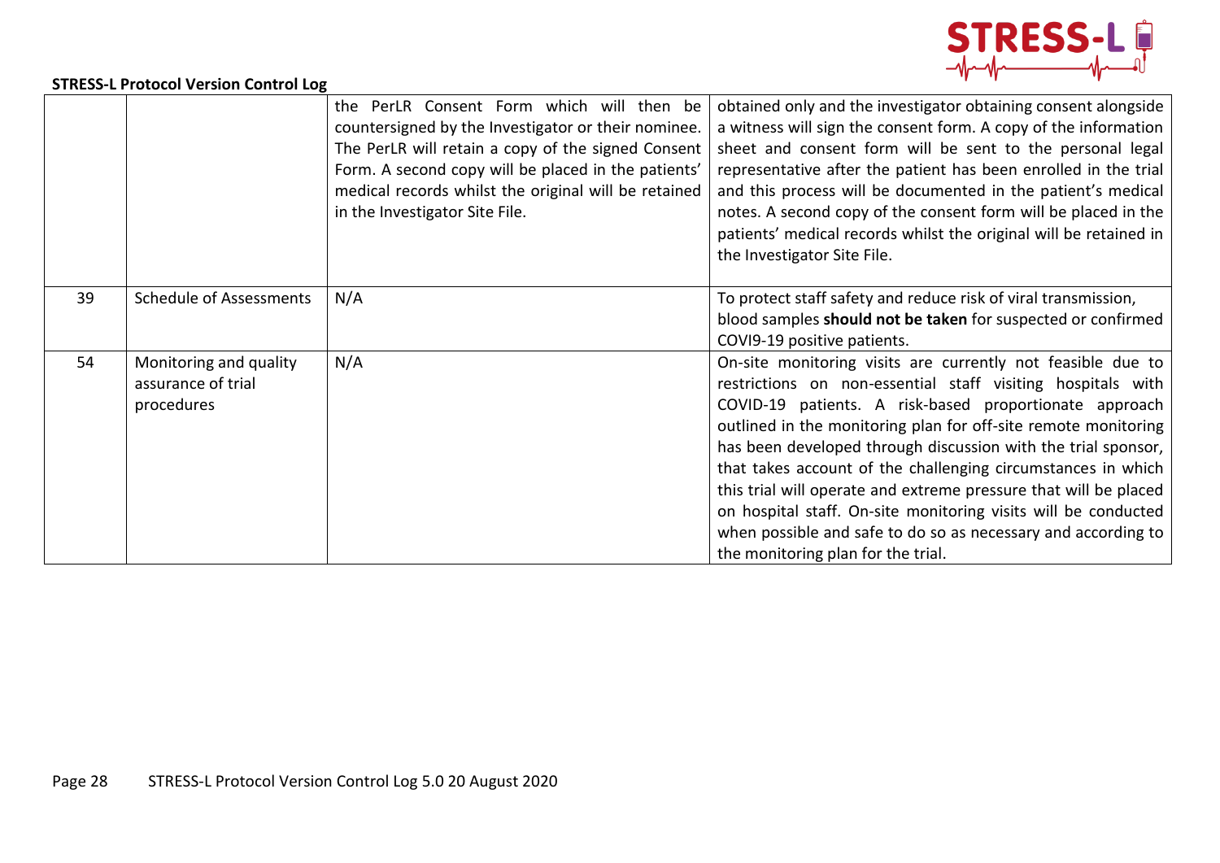**STRESS-L Protocol Version Control Log**

| | | | |
|---|---|---|---|
| | | the PerLR Consent Form which will then be countersigned by the Investigator or their nominee. The PerLR will retain a copy of the signed Consent Form. A second copy will be placed in the patients' medical records whilst the original will be retained in the Investigator Site File. | obtained only and the investigator obtaining consent alongside a witness will sign the consent form. A copy of the information sheet and consent form will be sent to the personal legal representative after the patient has been enrolled in the trial and this process will be documented in the patient's medical notes. A second copy of the consent form will be placed in the patients' medical records whilst the original will be retained in the Investigator Site File. |
| 39 | Schedule of Assessments | N/A | To protect staff safety and reduce risk of viral transmission, blood samples **should not be taken** for suspected or confirmed COVI9-19 positive patients. |
| 54 | Monitoring and quality assurance of trial procedures | N/A | On-site monitoring visits are currently not feasible due to restrictions on non-essential staff visiting hospitals with COVID-19 patients. A risk-based proportionate approach outlined in the monitoring plan for off-site remote monitoring has been developed through discussion with the trial sponsor, that takes account of the challenging circumstances in which this trial will operate and extreme pressure that will be placed on hospital staff. On-site monitoring visits will be conducted when possible and safe to do so as necessary and according to the monitoring plan for the trial. |